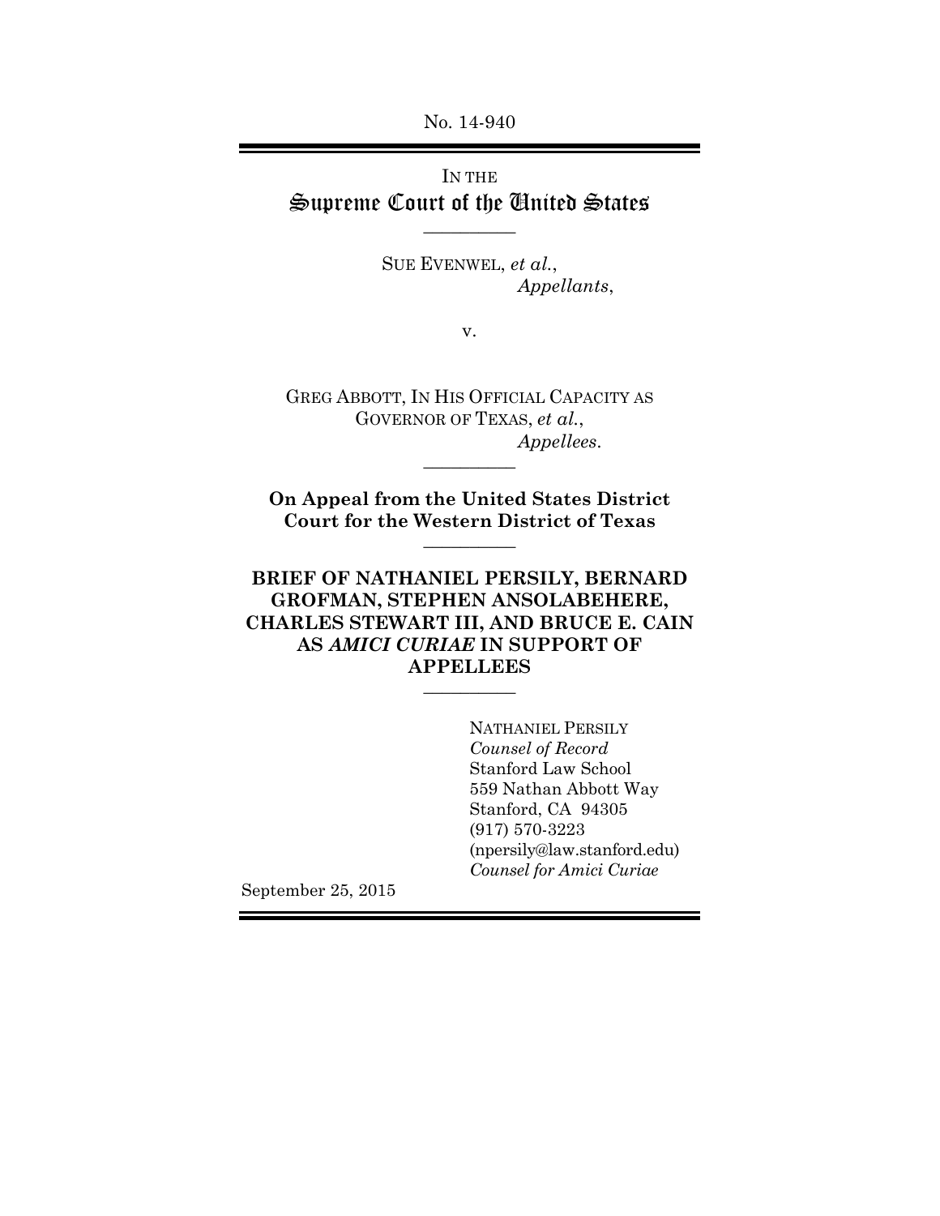No. 14-940

IN THE
# Supreme Court of the United States

---

SUE EVENWEL, *et al.*,
*Appellants*,

v.

GREG ABBOTT, IN HIS OFFICIAL CAPACITY AS GOVERNOR OF TEXAS, *et al.*,
*Appellees*.

---

**On Appeal from the United States District Court for the Western District of Texas**

---

**BRIEF OF NATHANIEL PERSILY, BERNARD GROFMAN, STEPHEN ANSOLABEHERE, CHARLES STEWART III, AND BRUCE E. CAIN AS *AMICI CURIAE* IN SUPPORT OF APPELLEES**

---

NATHANIEL PERSILY
*Counsel of Record*
Stanford Law School
559 Nathan Abbott Way
Stanford, CA 94305
(917) 570-3223
(npersily@law.stanford.edu)
*Counsel for Amici Curiae*

September 25, 2015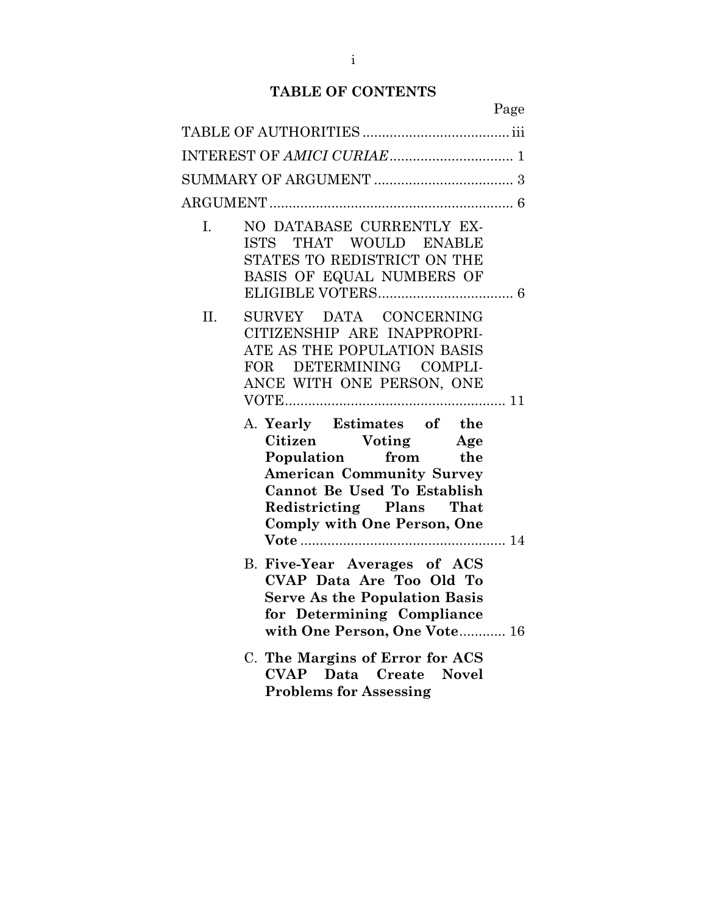## TABLE OF CONTENTS

| | Page |
|---|---|
| TABLE OF AUTHORITIES | iii |
| INTEREST OF *AMICI CURIAE* | 1 |
| SUMMARY OF ARGUMENT | 3 |
| ARGUMENT | 6 |
| I. NO DATABASE CURRENTLY EXISTS THAT WOULD ENABLE STATES TO REDISTRICT ON THE BASIS OF EQUAL NUMBERS OF ELIGIBLE VOTERS | 6 |
| II. SURVEY DATA CONCERNING CITIZENSHIP ARE INAPPROPRIATE AS THE POPULATION BASIS FOR DETERMINING COMPLIANCE WITH ONE PERSON, ONE VOTE | 11 |
| A. **Yearly Estimates of the Citizen Voting Age Population from the American Community Survey Cannot Be Used To Establish Redistricting Plans That Comply with One Person, One Vote** | 14 |
| B. **Five-Year Averages of ACS CVAP Data Are Too Old To Serve As the Population Basis for Determining Compliance with One Person, One Vote** | 16 |
| C. **The Margins of Error for ACS CVAP Data Create Novel Problems for Assessing** | |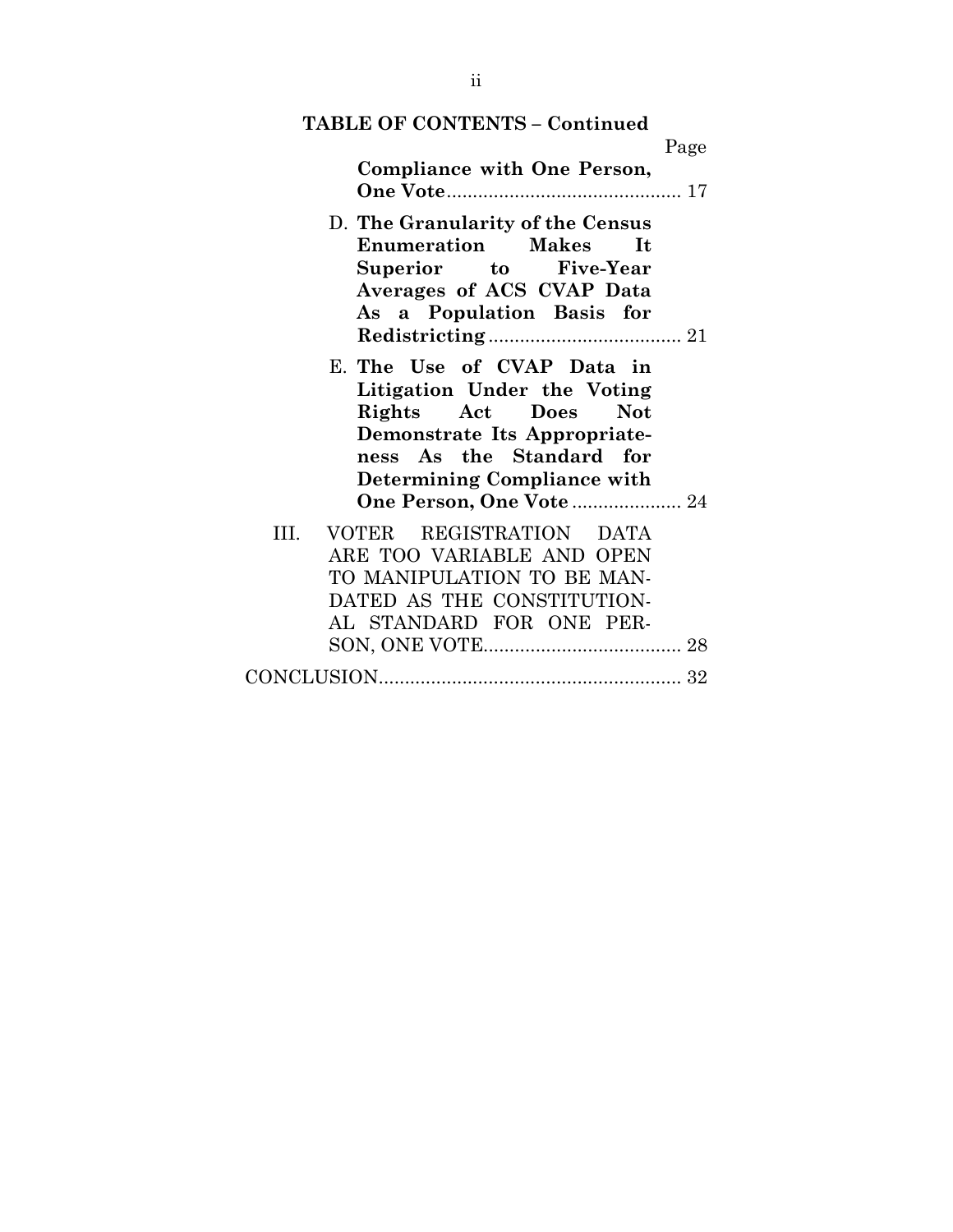**TABLE OF CONTENTS – Continued**

Page

**Compliance with One Person, One Vote** .......................................... 17

D. **The Granularity of the Census Enumeration Makes It Superior to Five-Year Averages of ACS CVAP Data As a Population Basis for Redistricting** ..................................... 21

E. **The Use of CVAP Data in Litigation Under the Voting Rights Act Does Not Demonstrate Its Appropriateness As the Standard for Determining Compliance with One Person, One Vote** ..................... 24

III. VOTER REGISTRATION DATA ARE TOO VARIABLE AND OPEN TO MANIPULATION TO BE MANDATED AS THE CONSTITUTIONAL STANDARD FOR ONE PERSON, ONE VOTE...................................... 28

CONCLUSION.......................................................... 32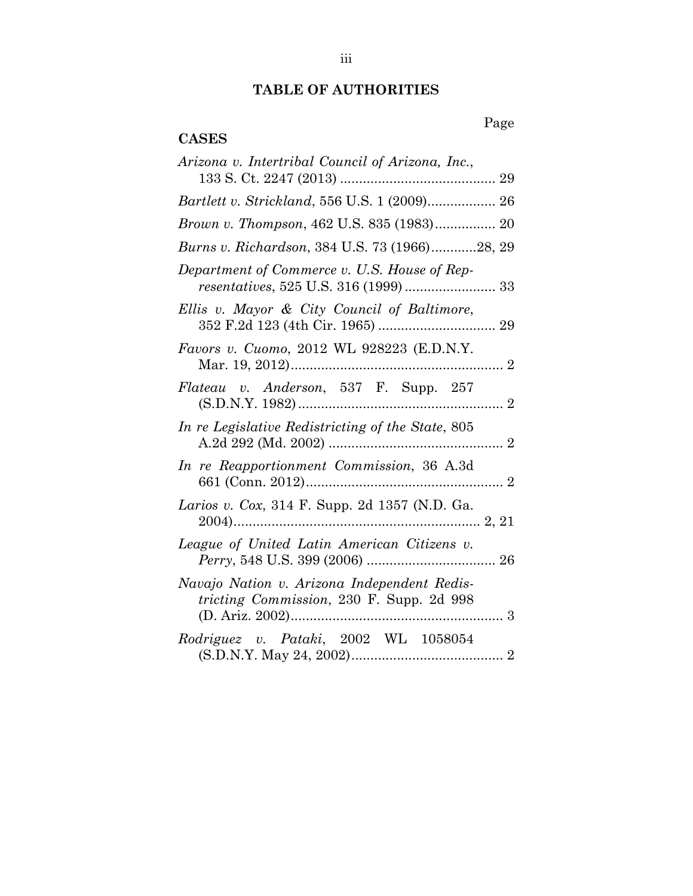# TABLE OF AUTHORITIES

Page

**CASES**

*Arizona v. Intertribal Council of Arizona, Inc.*, 133 S. Ct. 2247 (2013) ........................................ 29

*Bartlett v. Strickland*, 556 U.S. 1 (2009).................. 26

*Brown v. Thompson*, 462 U.S. 835 (1983)................ 20

*Burns v. Richardson*, 384 U.S. 73 (1966)............28, 29

*Department of Commerce v. U.S. House of Representatives*, 525 U.S. 316 (1999) ........................ 33

*Ellis v. Mayor & City Council of Baltimore*, 352 F.2d 123 (4th Cir. 1965) ............................... 29

*Favors v. Cuomo*, 2012 WL 928223 (E.D.N.Y. Mar. 19, 2012)........................................................ 2

*Flateau v. Anderson*, 537 F. Supp. 257 (S.D.N.Y. 1982) ...................................................... 2

*In re Legislative Redistricting of the State*, 805 A.2d 292 (Md. 2002) .............................................. 2

*In re Reapportionment Commission*, 36 A.3d 661 (Conn. 2012).................................................... 2

*Larios v. Cox*, 314 F. Supp. 2d 1357 (N.D. Ga. 2004)................................................................ 2, 21

*League of United Latin American Citizens v. Perry*, 548 U.S. 399 (2006) .................................. 26

*Navajo Nation v. Arizona Independent Redistricting Commission*, 230 F. Supp. 2d 998 (D. Ariz. 2002)........................................................ 3

*Rodriguez v. Pataki*, 2002 WL 1058054 (S.D.N.Y. May 24, 2002)........................................ 2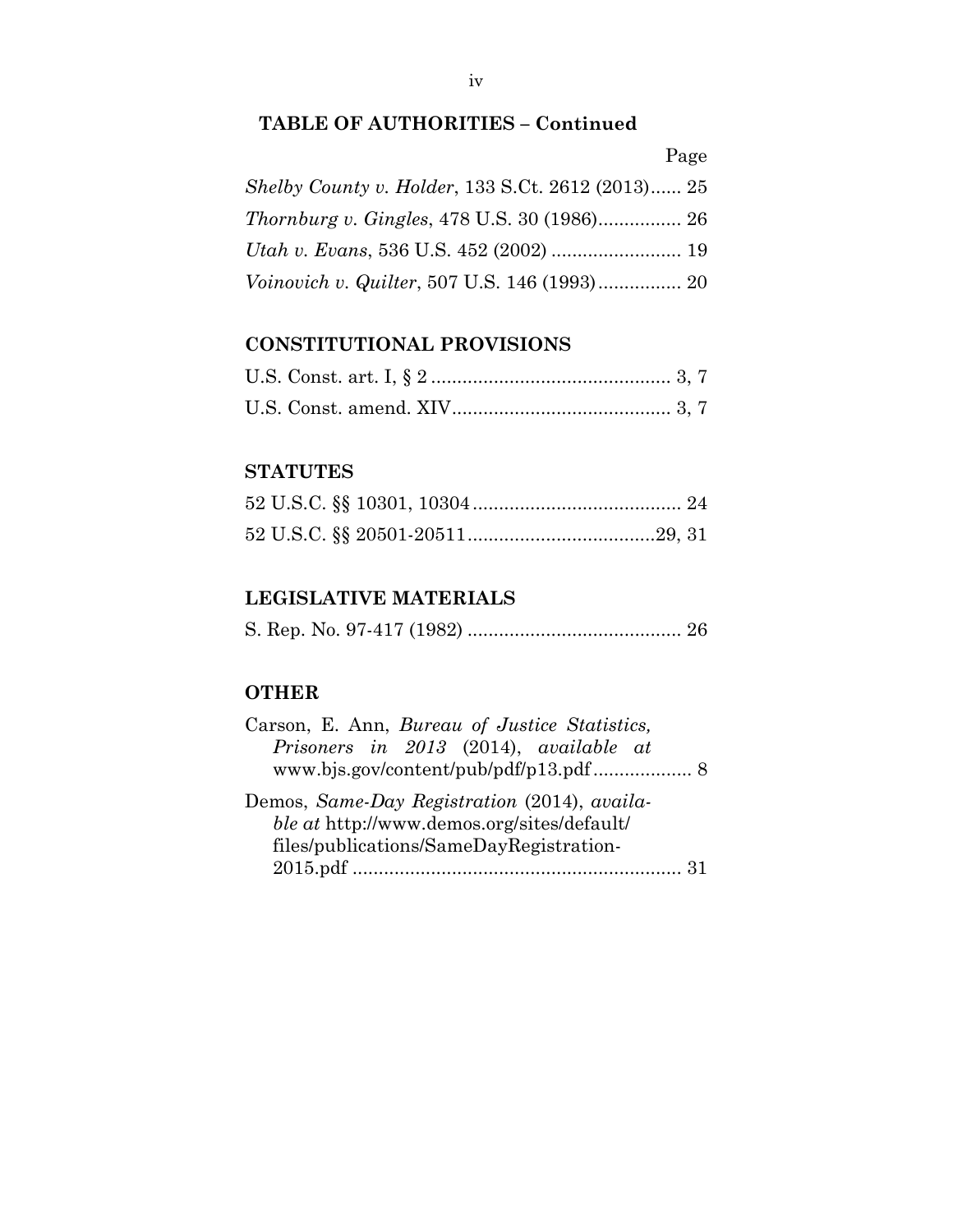## TABLE OF AUTHORITIES – Continued

Page

*Shelby County v. Holder*, 133 S.Ct. 2612 (2013)...... 25

*Thornburg v. Gingles*, 478 U.S. 30 (1986)................ 26

*Utah v. Evans*, 536 U.S. 452 (2002) ......................... 19

*Voinovich v. Quilter*, 507 U.S. 146 (1993)................ 20

## CONSTITUTIONAL PROVISIONS

U.S. Const. art. I, § 2 ............................................. 3, 7

U.S. Const. amend. XIV.......................................... 3, 7

## STATUTES

52 U.S.C. §§ 10301, 10304 ........................................ 24

52 U.S.C. §§ 20501-20511....................................29, 31

## LEGISLATIVE MATERIALS

S. Rep. No. 97-417 (1982) ......................................... 26

## OTHER

Carson, E. Ann, *Bureau of Justice Statistics, Prisoners in 2013* (2014), *available at* www.bjs.gov/content/pub/pdf/p13.pdf ................... 8

Demos, *Same-Day Registration* (2014), *available at* http://www.demos.org/sites/default/files/publications/SameDayRegistration-2015.pdf ............................................................... 31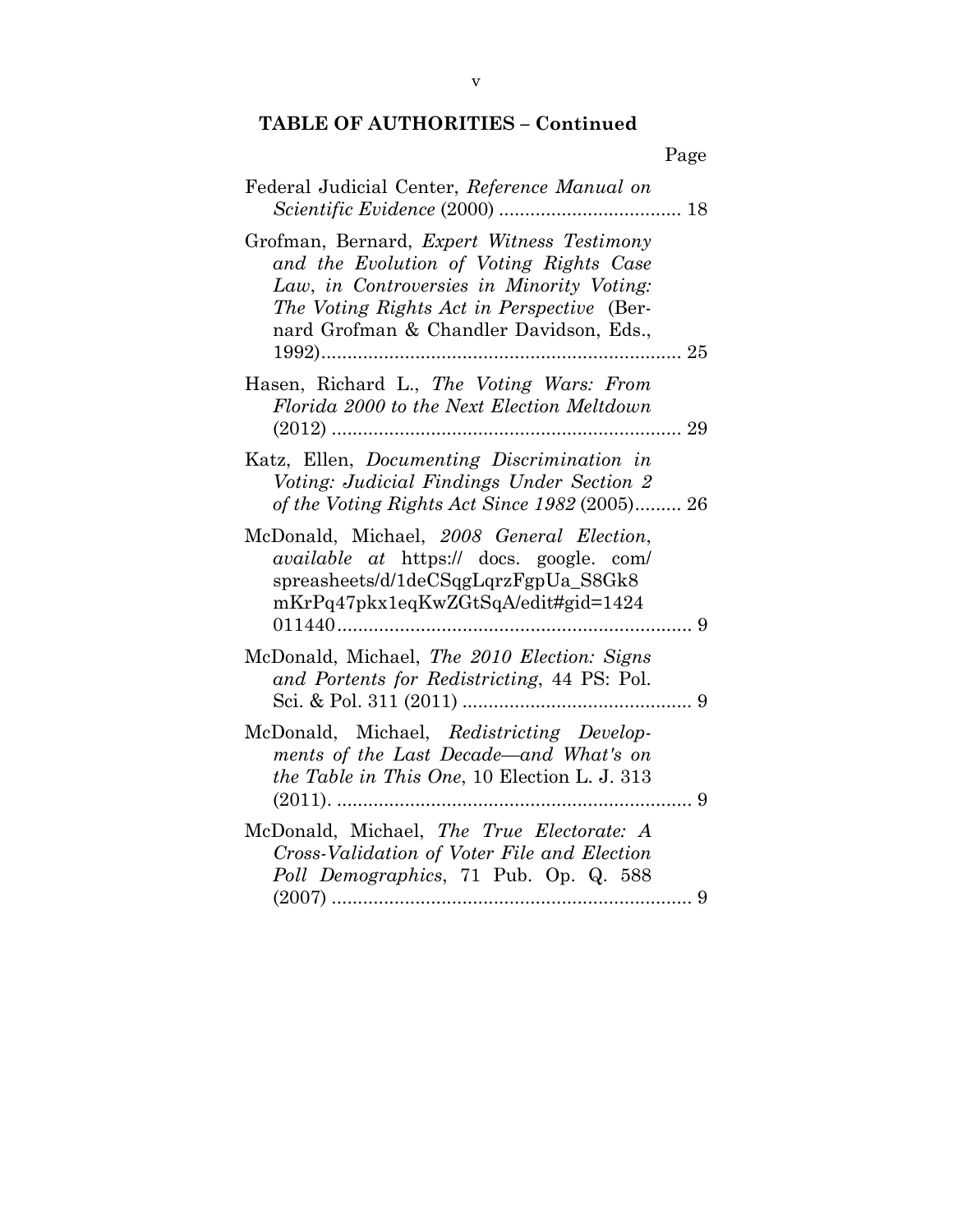**TABLE OF AUTHORITIES – Continued**

Page

Federal Judicial Center, *Reference Manual on Scientific Evidence* (2000) .................................. 18

Grofman, Bernard, *Expert Witness Testimony and the Evolution of Voting Rights Case Law*, *in Controversies in Minority Voting: The Voting Rights Act in Perspective* (Bernard Grofman & Chandler Davidson, Eds., 1992).................................................................... 25

Hasen, Richard L., *The Voting Wars: From Florida 2000 to the Next Election Meltdown* (2012) .................................................................. 29

Katz, Ellen, *Documenting Discrimination in Voting: Judicial Findings Under Section 2 of the Voting Rights Act Since 1982* (2005)......... 26

McDonald, Michael, *2008 General Election*, *available at* https:// docs. google. com/ spreasheets/d/1deCSqgLqrzFgpUa_S8Gk8 mKrPq47pkx1eqKwZGtSqA/edit#gid=1424 011440.................................................................. 9

McDonald, Michael, *The 2010 Election: Signs and Portents for Redistricting*, 44 PS: Pol. Sci. & Pol. 311 (2011) ........................................... 9

McDonald, Michael, *Redistricting Developments of the Last Decade—and What's on the Table in This One*, 10 Election L. J. 313 (2011). .................................................................... 9

McDonald, Michael, *The True Electorate: A Cross-Validation of Voter File and Election Poll Demographics*, 71 Pub. Op. Q. 588 (2007) .................................................................... 9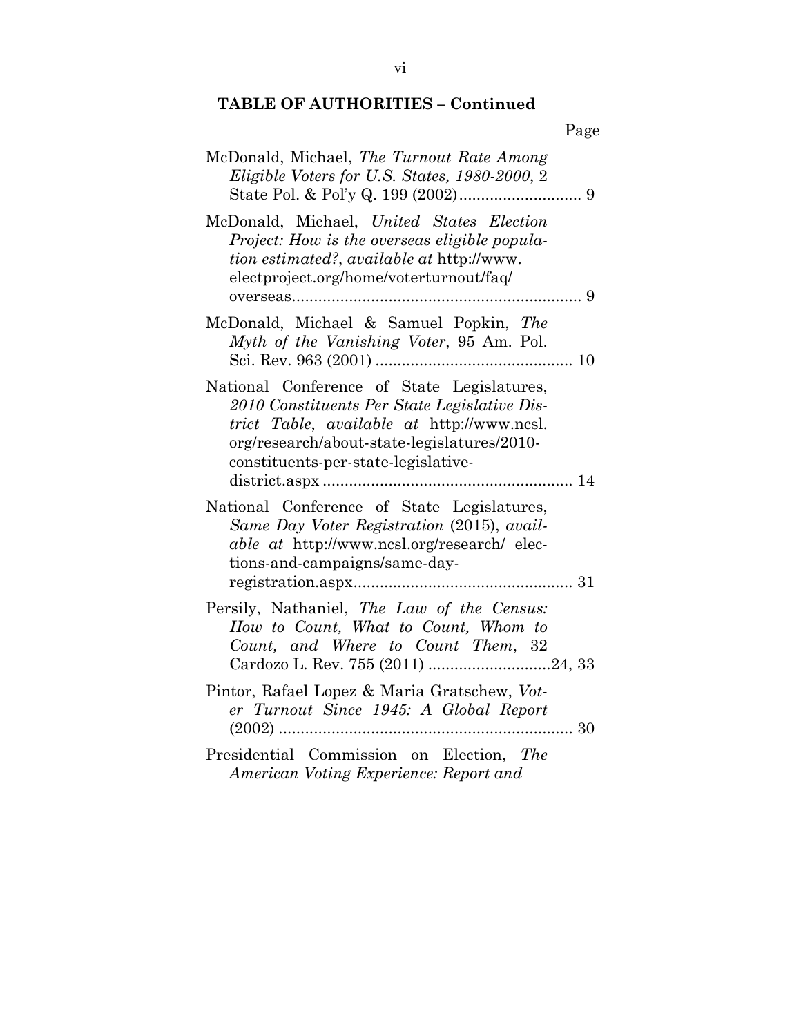## TABLE OF AUTHORITIES – Continued

Page

McDonald, Michael, *The Turnout Rate Among Eligible Voters for U.S. States, 1980-2000*, 2 State Pol. & Pol'y Q. 199 (2002) ........................... 9

McDonald, Michael, *United States Election Project: How is the overseas eligible population estimated?*, *available at* http://www.electproject.org/home/voterturnout/faq/overseas ................................................................... 9

McDonald, Michael & Samuel Popkin, *The Myth of the Vanishing Voter*, 95 Am. Pol. Sci. Rev. 963 (2001) ............................................ 10

National Conference of State Legislatures, *2010 Constituents Per State Legislative District Table*, *available at* http://www.ncsl.org/research/about-state-legislatures/2010-constituents-per-state-legislative-district.aspx ........................................................ 14

National Conference of State Legislatures, *Same Day Voter Registration* (2015), *available at* http://www.ncsl.org/research/ elections-and-campaigns/same-day-registration.aspx .................................................. 31

Persily, Nathaniel, *The Law of the Census: How to Count, What to Count, Whom to Count, and Where to Count Them*, 32 Cardozo L. Rev. 755 (2011) ............................24, 33

Pintor, Rafael Lopez & Maria Gratschew, *Voter Turnout Since 1945: A Global Report* (2002) ................................................................... 30

Presidential Commission on Election, *The American Voting Experience: Report and*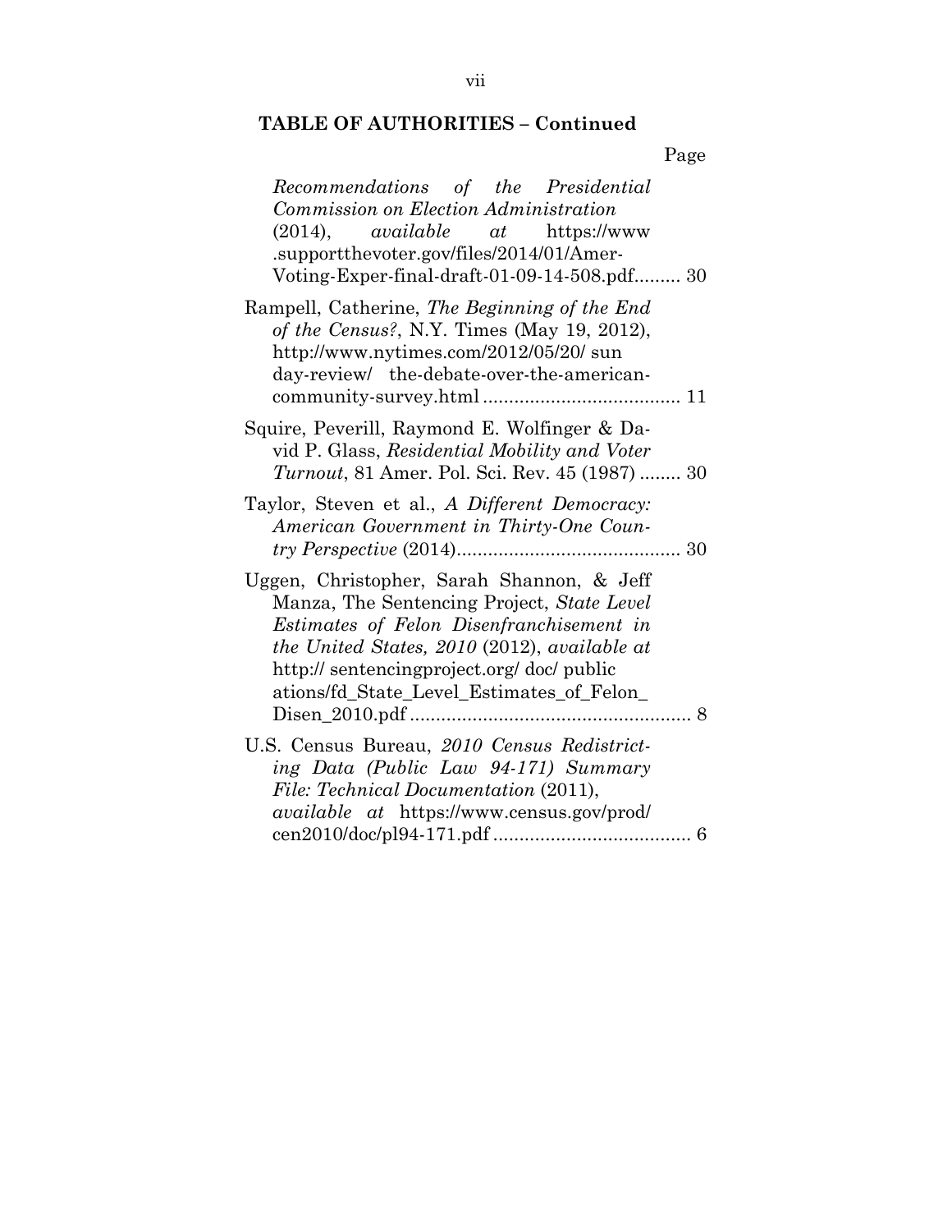## TABLE OF AUTHORITIES – Continued

Page

*Recommendations of the Presidential Commission on Election Administration* (2014), *available at* https://www.supportthevoter.gov/files/2014/01/Amer-Voting-Exper-final-draft-01-09-14-508.pdf......... 30

Rampell, Catherine, *The Beginning of the End of the Census?*, N.Y. Times (May 19, 2012), http://www.nytimes.com/2012/05/20/ sunday-review/ the-debate-over-the-american-community-survey.html ...................................... 11

Squire, Peverill, Raymond E. Wolfinger & David P. Glass, *Residential Mobility and Voter Turnout*, 81 Amer. Pol. Sci. Rev. 45 (1987) ........ 30

Taylor, Steven et al., *A Different Democracy: American Government in Thirty-One Country Perspective* (2014)........................................... 30

Uggen, Christopher, Sarah Shannon, & Jeff Manza, The Sentencing Project, *State Level Estimates of Felon Disenfranchisement in the United States, 2010* (2012), *available at* http:// sentencingproject.org/ doc/ publications/fd_State_Level_Estimates_of_Felon_Disen_2010.pdf ...................................................... 8

U.S. Census Bureau, *2010 Census Redistricting Data (Public Law 94-171) Summary File: Technical Documentation* (2011), *available at* https://www.census.gov/prod/cen2010/doc/pl94-171.pdf ...................................... 6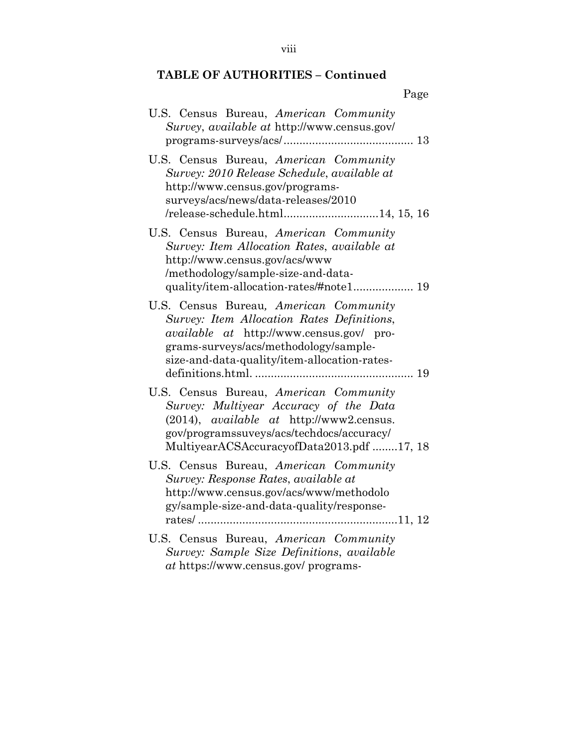**TABLE OF AUTHORITIES – Continued**

Page

U.S. Census Bureau, *American Community Survey*, *available at* http://www.census.gov/programs-surveys/acs/ ........................................ 13

U.S. Census Bureau, *American Community Survey: 2010 Release Schedule*, *available at* http://www.census.gov/programs-surveys/acs/news/data-releases/2010/release-schedule.html.............................14, 15, 16

U.S. Census Bureau, *American Community Survey: Item Allocation Rates*, *available at* http://www.census.gov/acs/www/methodology/sample-size-and-data-quality/item-allocation-rates/#note1.................. 19

U.S. Census Bureau, *American Community Survey: Item Allocation Rates Definitions*, *available at* http://www.census.gov/programs-surveys/acs/methodology/sample-size-and-data-quality/item-allocation-rates-definitions.html. ................................................. 19

U.S. Census Bureau, *American Community Survey: Multiyear Accuracy of the Data* (2014), *available at* http://www2.census.gov/programssuveys/acs/techdocs/accuracy/MultiyearACSAccuracyofData2013.pdf ........17, 18

U.S. Census Bureau, *American Community Survey: Response Rates*, *available at* http://www.census.gov/acs/www/methodology/sample-size-and-data-quality/response-rates/ .............................................................11, 12

U.S. Census Bureau, *American Community Survey: Sample Size Definitions*, *available at* https://www.census.gov/ programs-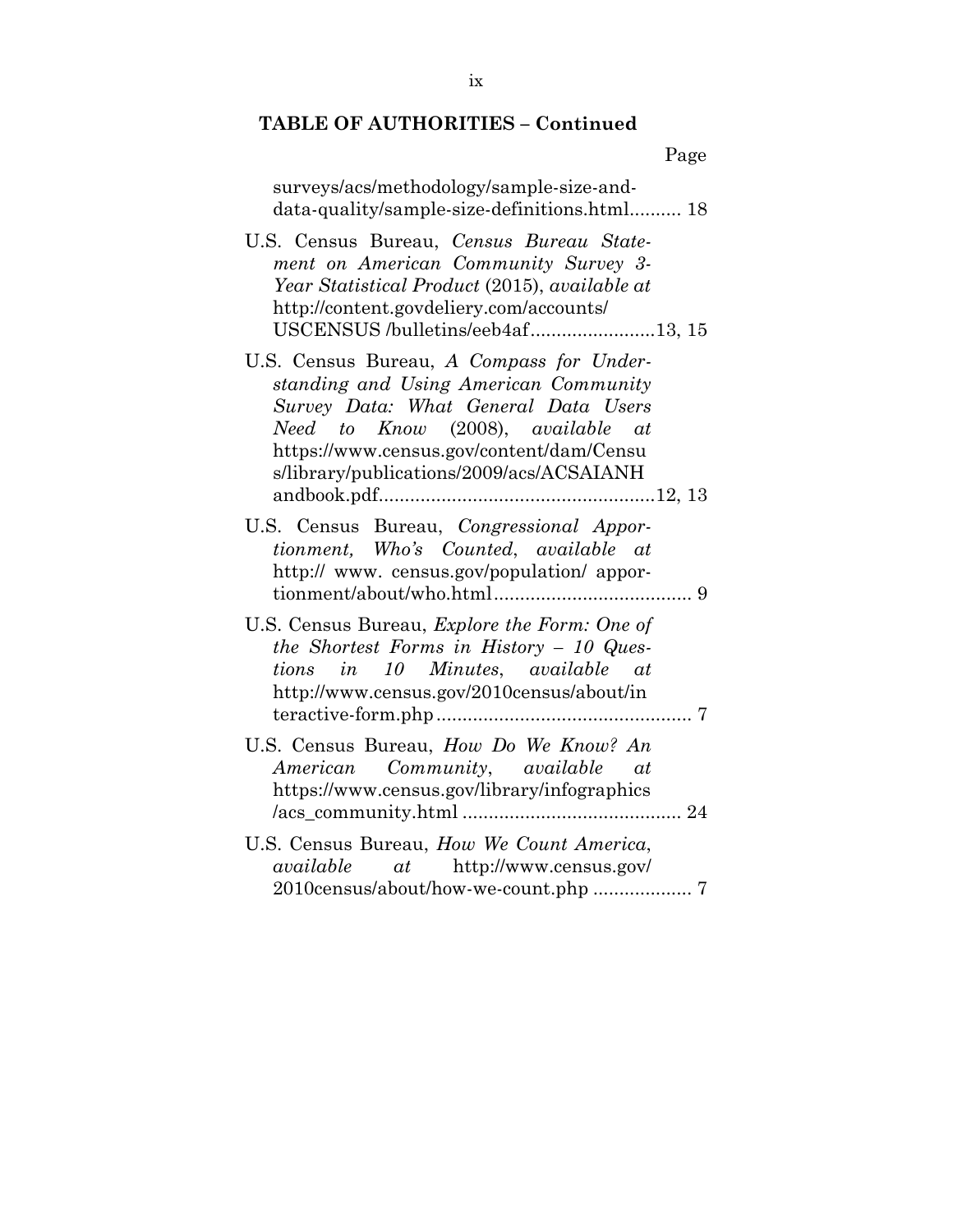**TABLE OF AUTHORITIES – Continued**

Page

surveys/acs/methodology/sample-size-and-data-quality/sample-size-definitions.html.......... 18

U.S. Census Bureau, *Census Bureau Statement on American Community Survey 3-Year Statistical Product* (2015), *available at* http://content.govdeliery.com/accounts/USCENSUS /bulletins/eeb4af........................13, 15

U.S. Census Bureau, *A Compass for Understanding and Using American Community Survey Data: What General Data Users Need to Know* (2008), *available at* https://www.census.gov/content/dam/Census/library/publications/2009/acs/ACSAIANHandbook.pdf....................................................12, 13

U.S. Census Bureau, *Congressional Apportionment, Who's Counted*, *available at* http:// www. census.gov/population/ apportionment/about/who.html...................................... 9

U.S. Census Bureau, *Explore the Form: One of the Shortest Forms in History – 10 Questions in 10 Minutes*, *available at* http://www.census.gov/2010census/about/interactive-form.php ................................................. 7

U.S. Census Bureau, *How Do We Know? An American Community*, *available at* https://www.census.gov/library/infographics/acs_community.html .......................................... 24

U.S. Census Bureau, *How We Count America*, *available at* http://www.census.gov/2010census/about/how-we-count.php ................... 7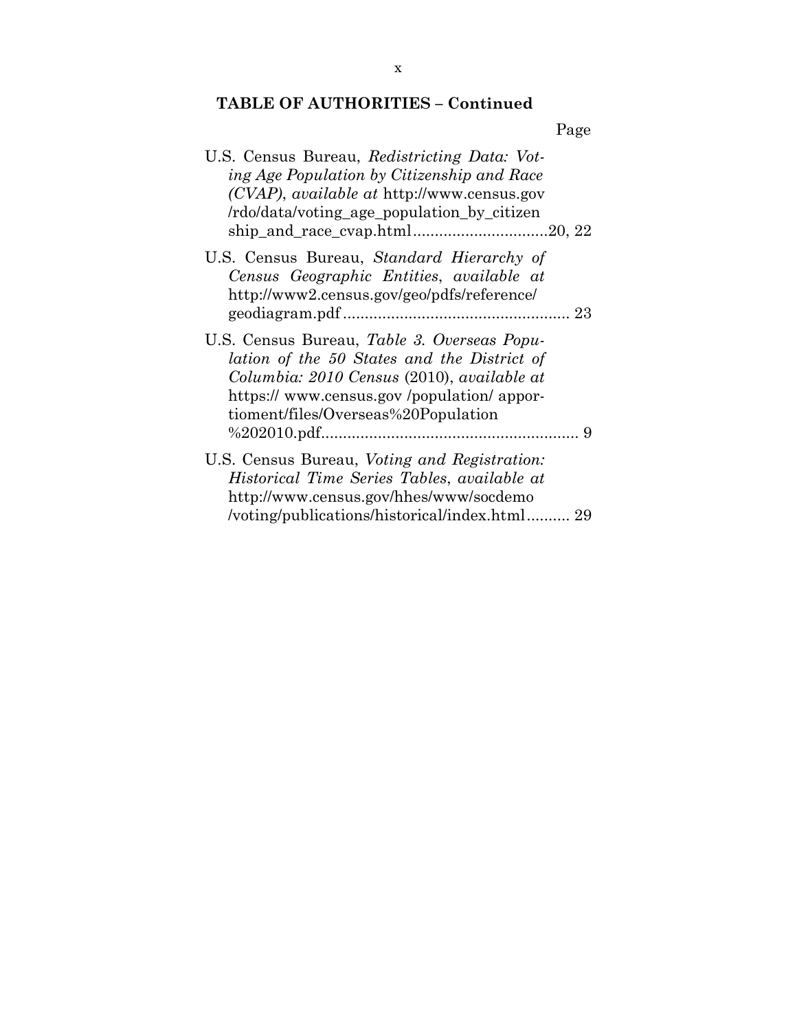**TABLE OF AUTHORITIES – Continued**

Page

U.S. Census Bureau, *Redistricting Data: Voting Age Population by Citizenship and Race (CVAP)*, *available at* http://www.census.gov/rdo/data/voting_age_population_by_citizenship_and_race_cvap.html ..............................20, 22

U.S. Census Bureau, *Standard Hierarchy of Census Geographic Entities*, *available at* http://www2.census.gov/geo/pdfs/reference/geodiagram.pdf .................................................... 23

U.S. Census Bureau, *Table 3. Overseas Population of the 50 States and the District of Columbia: 2010 Census* (2010), *available at* https:// www.census.gov /population/ apportioment/files/Overseas%20Population%202010.pdf........................................................... 9

U.S. Census Bureau, *Voting and Registration: Historical Time Series Tables*, *available at* http://www.census.gov/hhes/www/socdemo/voting/publications/historical/index.html.......... 29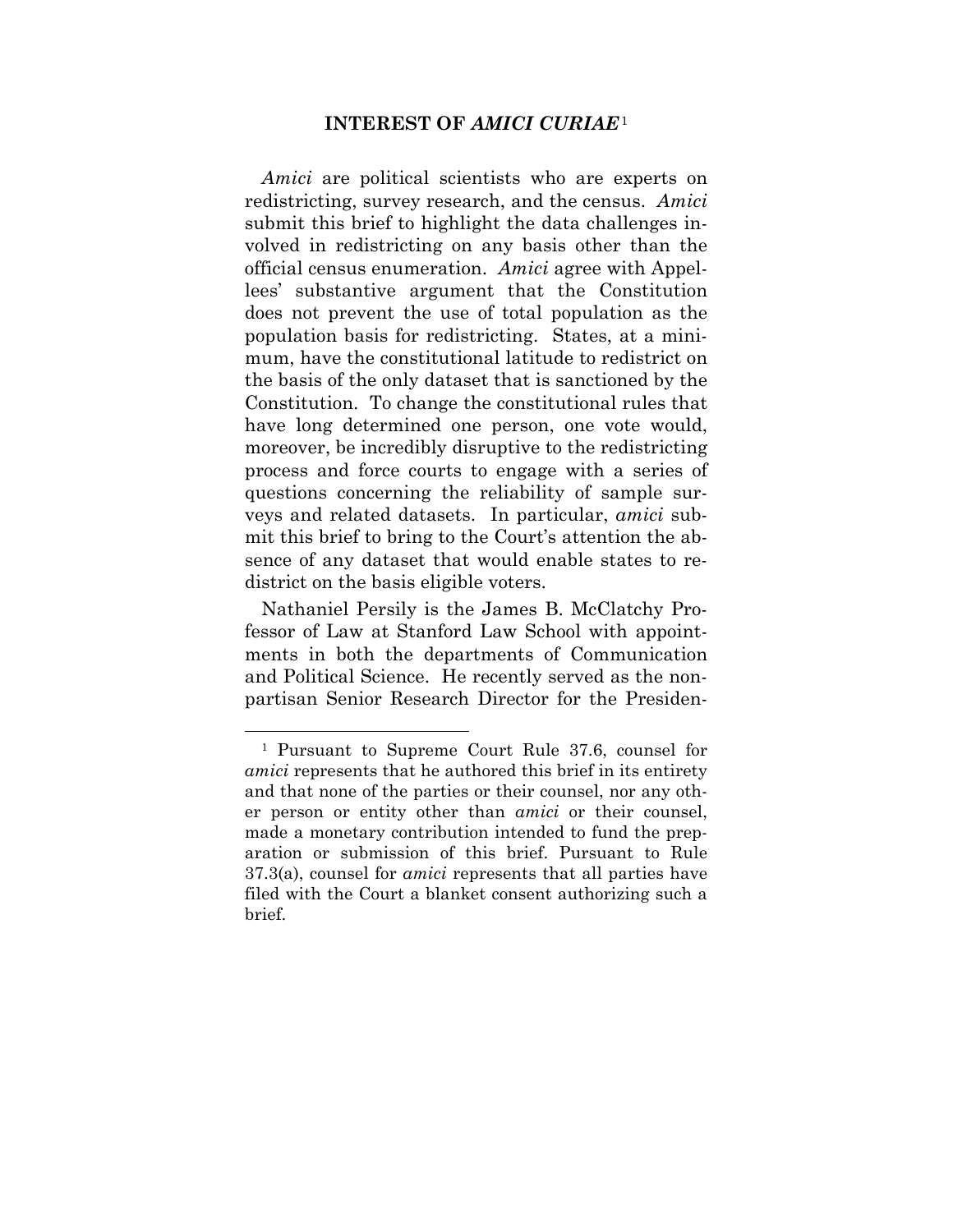## INTEREST OF *AMICI CURIAE*[1]

*Amici* are political scientists who are experts on redistricting, survey research, and the census. *Amici* submit this brief to highlight the data challenges involved in redistricting on any basis other than the official census enumeration. *Amici* agree with Appellees' substantive argument that the Constitution does not prevent the use of total population as the population basis for redistricting. States, at a minimum, have the constitutional latitude to redistrict on the basis of the only dataset that is sanctioned by the Constitution. To change the constitutional rules that have long determined one person, one vote would, moreover, be incredibly disruptive to the redistricting process and force courts to engage with a series of questions concerning the reliability of sample surveys and related datasets. In particular, *amici* submit this brief to bring to the Court's attention the absence of any dataset that would enable states to redistrict on the basis eligible voters.

Nathaniel Persily is the James B. McClatchy Professor of Law at Stanford Law School with appointments in both the departments of Communication and Political Science. He recently served as the nonpartisan Senior Research Director for the Presiden-

---

[1] Pursuant to Supreme Court Rule 37.6, counsel for *amici* represents that he authored this brief in its entirety and that none of the parties or their counsel, nor any other person or entity other than *amici* or their counsel, made a monetary contribution intended to fund the preparation or submission of this brief. Pursuant to Rule 37.3(a), counsel for *amici* represents that all parties have filed with the Court a blanket consent authorizing such a brief.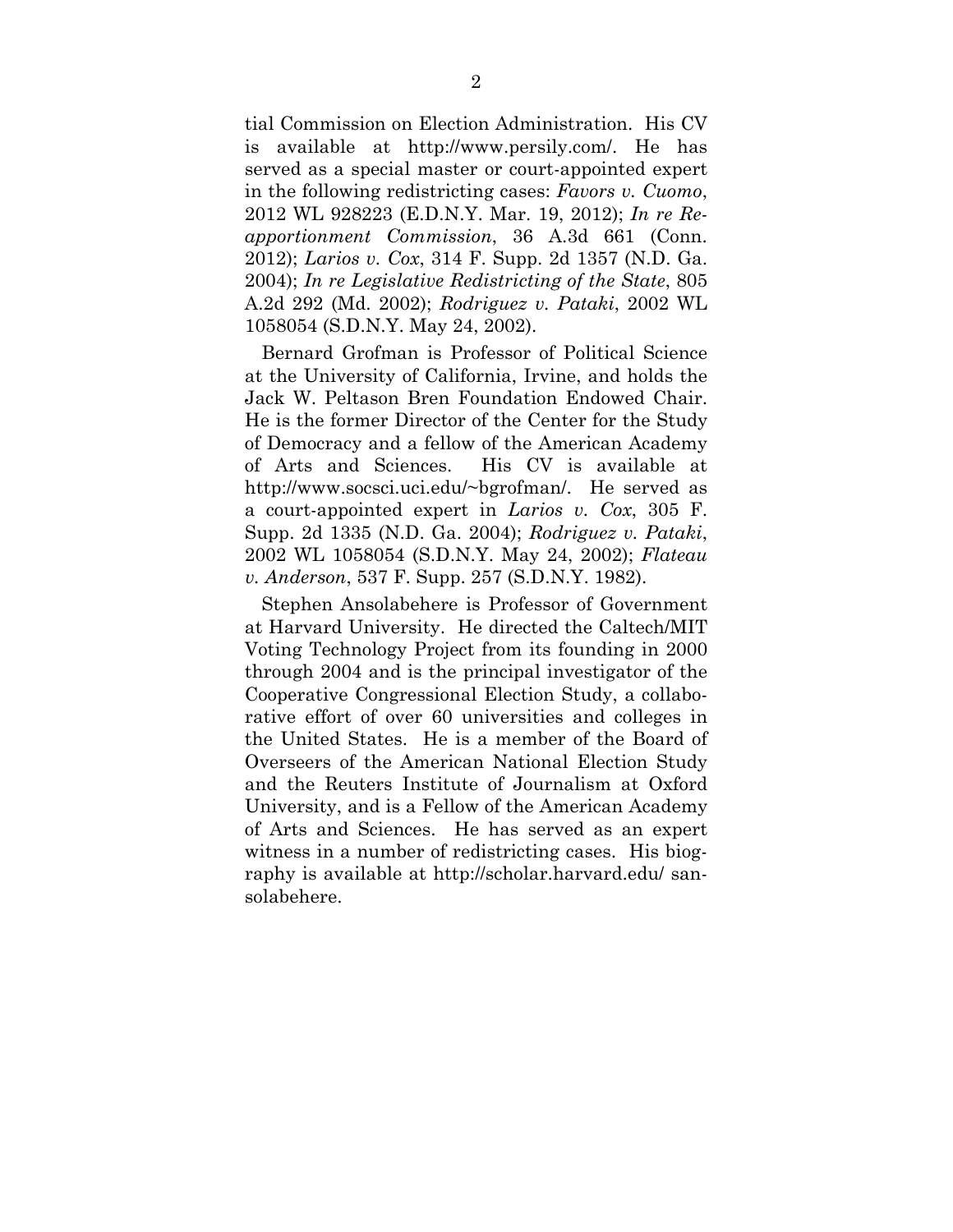tial Commission on Election Administration. His CV is available at http://www.persily.com/. He has served as a special master or court-appointed expert in the following redistricting cases: *Favors v. Cuomo*, 2012 WL 928223 (E.D.N.Y. Mar. 19, 2012); *In re Reapportionment Commission*, 36 A.3d 661 (Conn. 2012); *Larios v. Cox*, 314 F. Supp. 2d 1357 (N.D. Ga. 2004); *In re Legislative Redistricting of the State*, 805 A.2d 292 (Md. 2002); *Rodriguez v. Pataki*, 2002 WL 1058054 (S.D.N.Y. May 24, 2002).

Bernard Grofman is Professor of Political Science at the University of California, Irvine, and holds the Jack W. Peltason Bren Foundation Endowed Chair. He is the former Director of the Center for the Study of Democracy and a fellow of the American Academy of Arts and Sciences. His CV is available at http://www.socsci.uci.edu/~bgrofman/. He served as a court-appointed expert in *Larios v. Cox*, 305 F. Supp. 2d 1335 (N.D. Ga. 2004); *Rodriguez v. Pataki*, 2002 WL 1058054 (S.D.N.Y. May 24, 2002); *Flateau v. Anderson*, 537 F. Supp. 257 (S.D.N.Y. 1982).

Stephen Ansolabehere is Professor of Government at Harvard University. He directed the Caltech/MIT Voting Technology Project from its founding in 2000 through 2004 and is the principal investigator of the Cooperative Congressional Election Study, a collaborative effort of over 60 universities and colleges in the United States. He is a member of the Board of Overseers of the American National Election Study and the Reuters Institute of Journalism at Oxford University, and is a Fellow of the American Academy of Arts and Sciences. He has served as an expert witness in a number of redistricting cases. His biography is available at http://scholar.harvard.edu/ sansolabehere.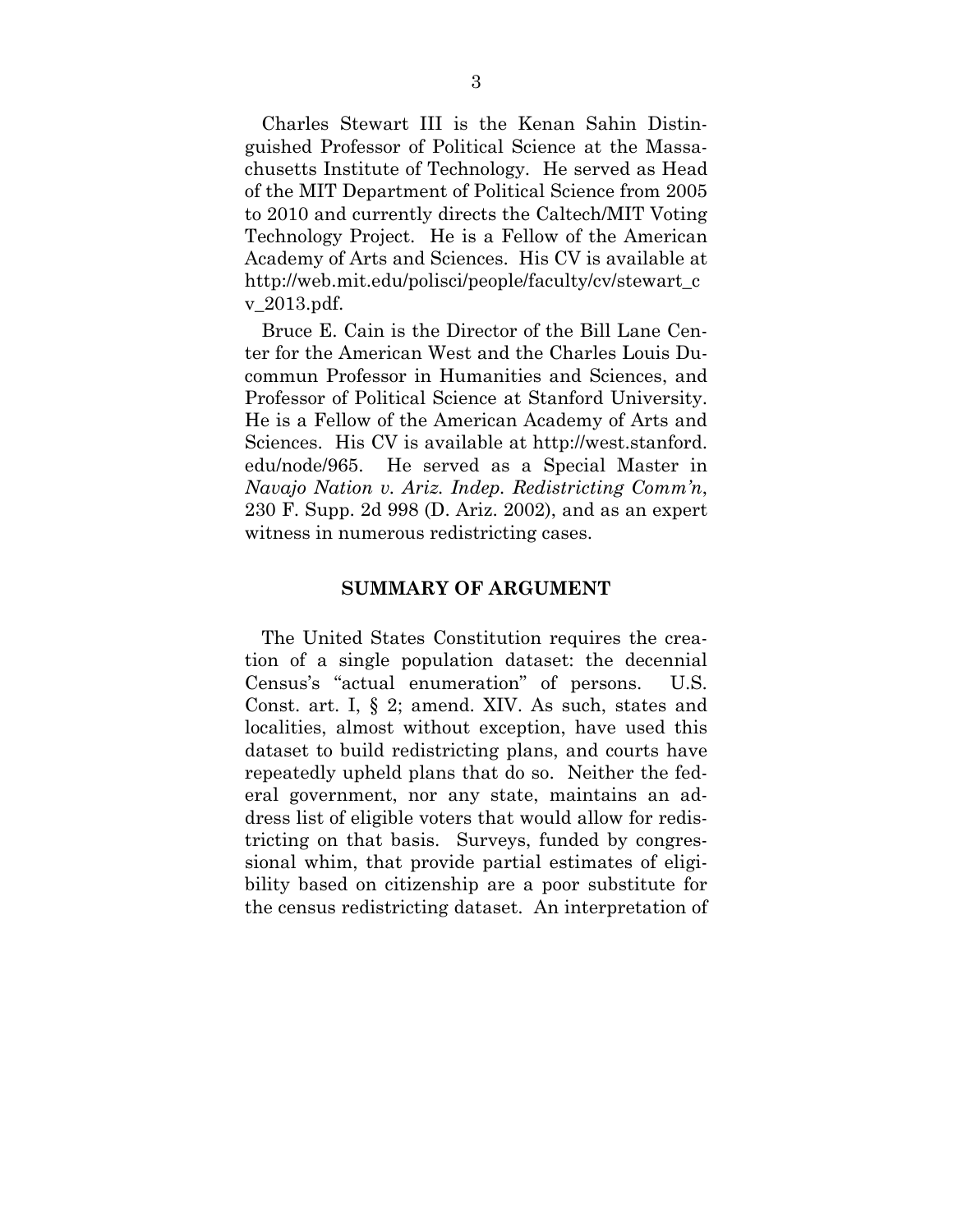Charles Stewart III is the Kenan Sahin Distinguished Professor of Political Science at the Massachusetts Institute of Technology. He served as Head of the MIT Department of Political Science from 2005 to 2010 and currently directs the Caltech/MIT Voting Technology Project. He is a Fellow of the American Academy of Arts and Sciences. His CV is available at http://web.mit.edu/polisci/people/faculty/cv/stewart_cv_2013.pdf.

Bruce E. Cain is the Director of the Bill Lane Center for the American West and the Charles Louis Ducommun Professor in Humanities and Sciences, and Professor of Political Science at Stanford University. He is a Fellow of the American Academy of Arts and Sciences. His CV is available at http://west.stanford.edu/node/965. He served as a Special Master in *Navajo Nation v. Ariz. Indep. Redistricting Comm'n*, 230 F. Supp. 2d 998 (D. Ariz. 2002), and as an expert witness in numerous redistricting cases.

## SUMMARY OF ARGUMENT

The United States Constitution requires the creation of a single population dataset: the decennial Census's "actual enumeration" of persons. U.S. Const. art. I, § 2; amend. XIV. As such, states and localities, almost without exception, have used this dataset to build redistricting plans, and courts have repeatedly upheld plans that do so. Neither the federal government, nor any state, maintains an address list of eligible voters that would allow for redistricting on that basis. Surveys, funded by congressional whim, that provide partial estimates of eligibility based on citizenship are a poor substitute for the census redistricting dataset. An interpretation of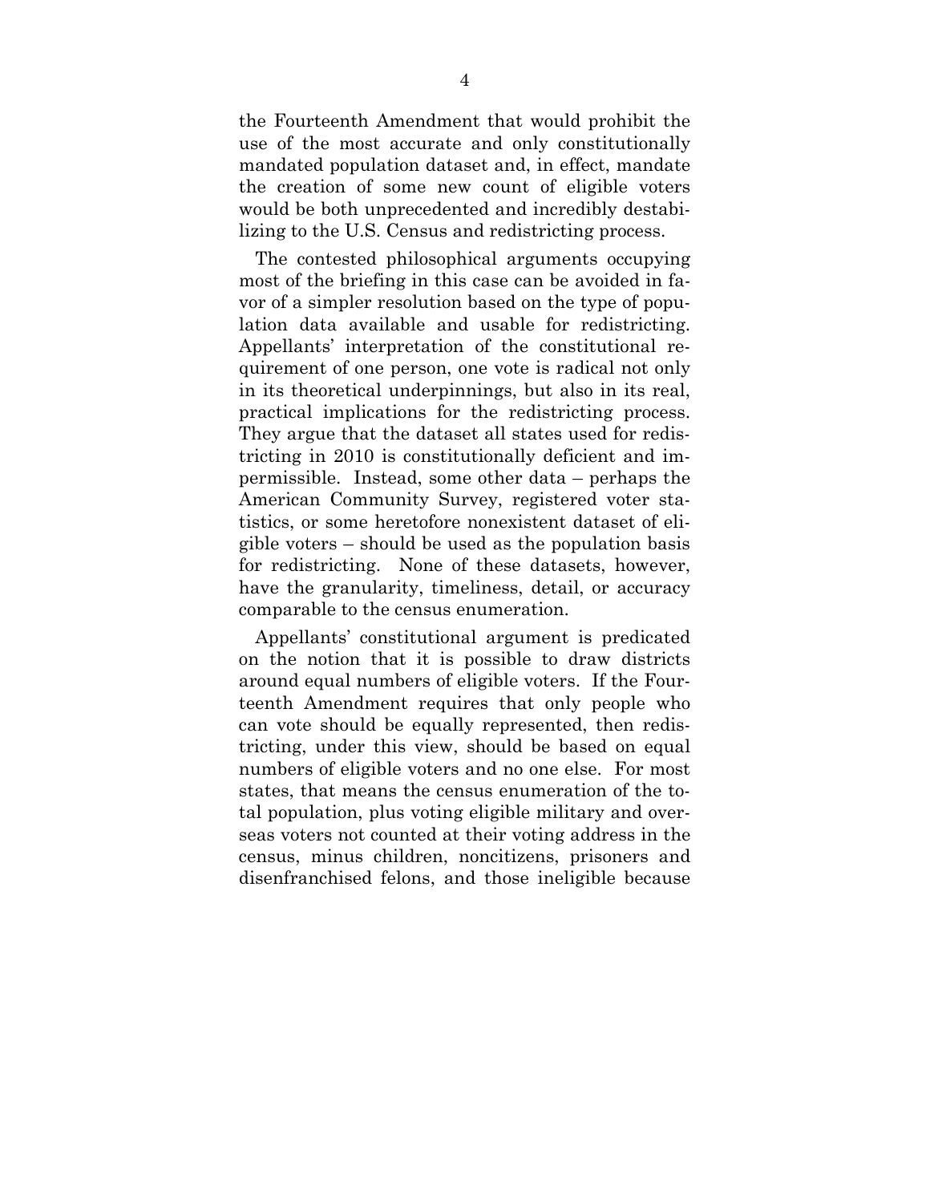the Fourteenth Amendment that would prohibit the use of the most accurate and only constitutionally mandated population dataset and, in effect, mandate the creation of some new count of eligible voters would be both unprecedented and incredibly destabilizing to the U.S. Census and redistricting process.

The contested philosophical arguments occupying most of the briefing in this case can be avoided in favor of a simpler resolution based on the type of population data available and usable for redistricting. Appellants' interpretation of the constitutional requirement of one person, one vote is radical not only in its theoretical underpinnings, but also in its real, practical implications for the redistricting process. They argue that the dataset all states used for redistricting in 2010 is constitutionally deficient and impermissible. Instead, some other data – perhaps the American Community Survey, registered voter statistics, or some heretofore nonexistent dataset of eligible voters – should be used as the population basis for redistricting. None of these datasets, however, have the granularity, timeliness, detail, or accuracy comparable to the census enumeration.

Appellants' constitutional argument is predicated on the notion that it is possible to draw districts around equal numbers of eligible voters. If the Fourteenth Amendment requires that only people who can vote should be equally represented, then redistricting, under this view, should be based on equal numbers of eligible voters and no one else. For most states, that means the census enumeration of the total population, plus voting eligible military and overseas voters not counted at their voting address in the census, minus children, noncitizens, prisoners and disenfranchised felons, and those ineligible because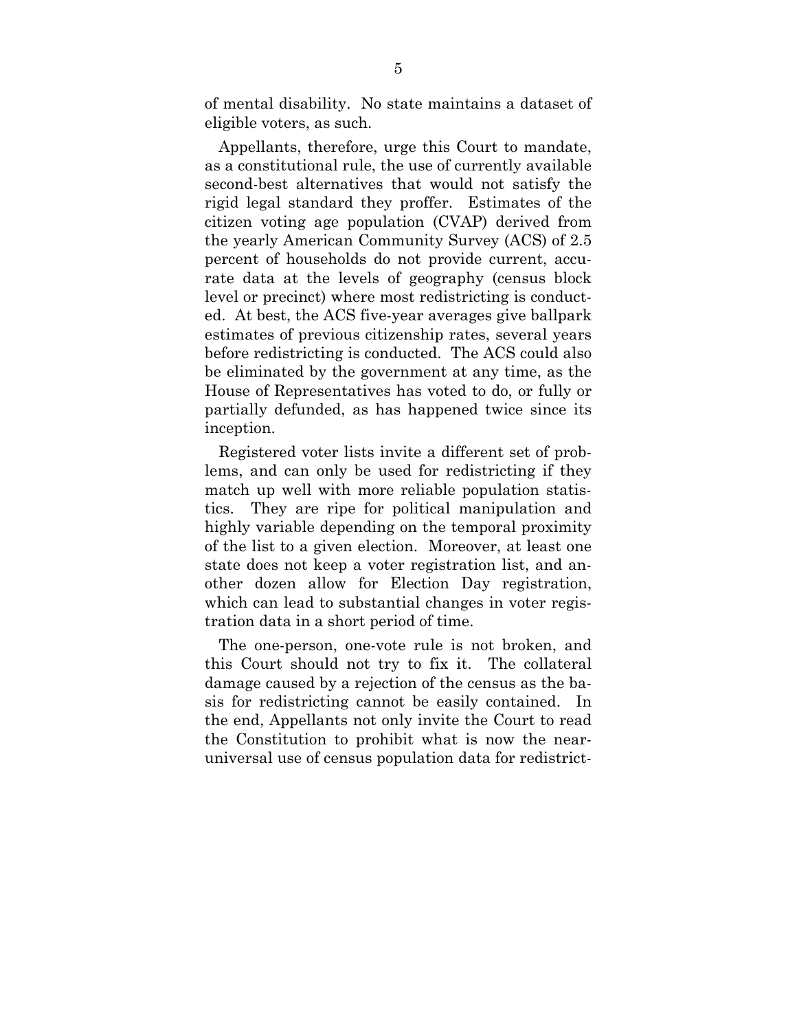of mental disability. No state maintains a dataset of eligible voters, as such.

Appellants, therefore, urge this Court to mandate, as a constitutional rule, the use of currently available second-best alternatives that would not satisfy the rigid legal standard they proffer. Estimates of the citizen voting age population (CVAP) derived from the yearly American Community Survey (ACS) of 2.5 percent of households do not provide current, accurate data at the levels of geography (census block level or precinct) where most redistricting is conducted. At best, the ACS five-year averages give ballpark estimates of previous citizenship rates, several years before redistricting is conducted. The ACS could also be eliminated by the government at any time, as the House of Representatives has voted to do, or fully or partially defunded, as has happened twice since its inception.

Registered voter lists invite a different set of problems, and can only be used for redistricting if they match up well with more reliable population statistics. They are ripe for political manipulation and highly variable depending on the temporal proximity of the list to a given election. Moreover, at least one state does not keep a voter registration list, and another dozen allow for Election Day registration, which can lead to substantial changes in voter registration data in a short period of time.

The one-person, one-vote rule is not broken, and this Court should not try to fix it. The collateral damage caused by a rejection of the census as the basis for redistricting cannot be easily contained. In the end, Appellants not only invite the Court to read the Constitution to prohibit what is now the near-universal use of census population data for redistrict-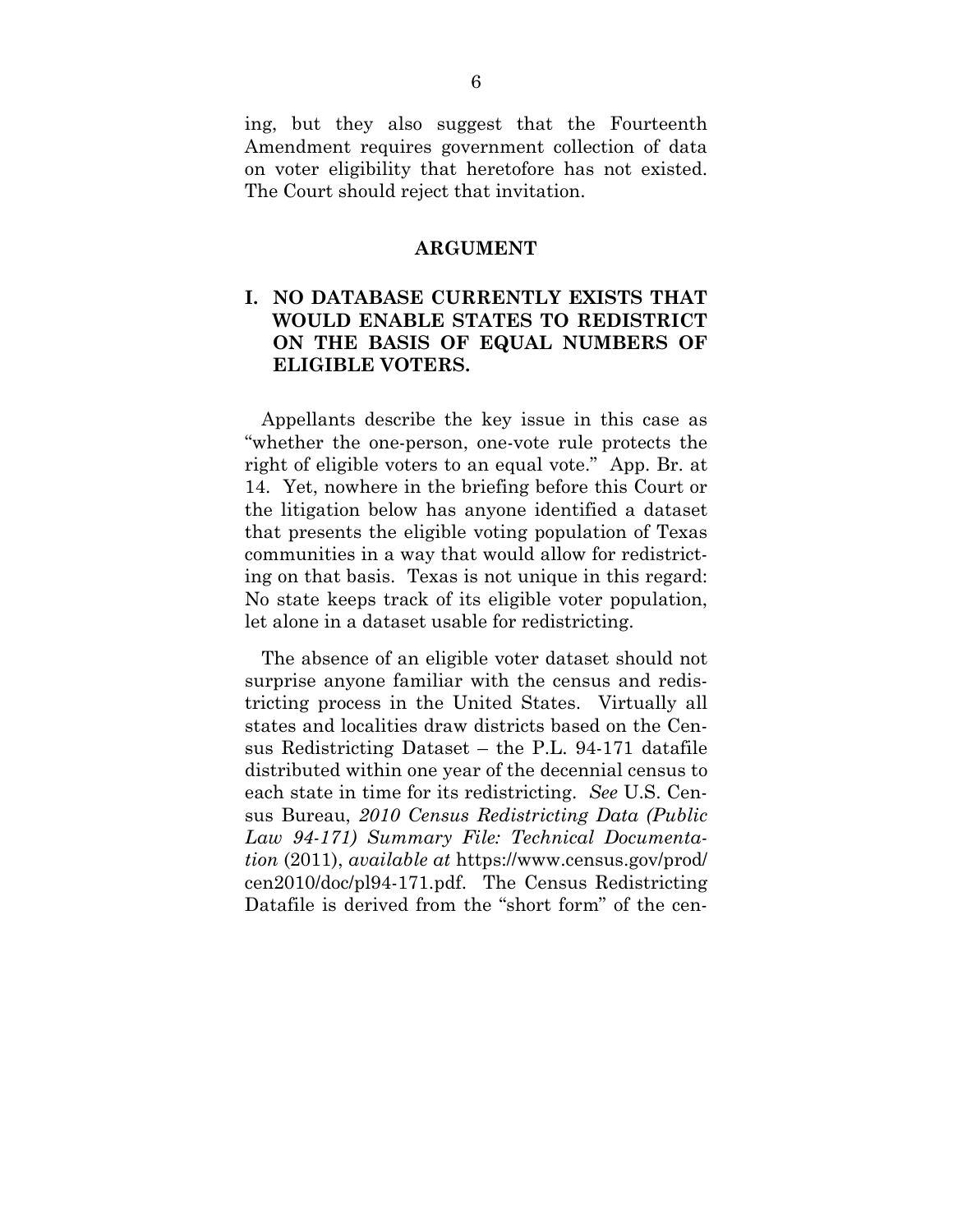ing, but they also suggest that the Fourteenth Amendment requires government collection of data on voter eligibility that heretofore has not existed. The Court should reject that invitation.

## ARGUMENT

### I. NO DATABASE CURRENTLY EXISTS THAT WOULD ENABLE STATES TO REDISTRICT ON THE BASIS OF EQUAL NUMBERS OF ELIGIBLE VOTERS.

Appellants describe the key issue in this case as "whether the one-person, one-vote rule protects the right of eligible voters to an equal vote." App. Br. at 14. Yet, nowhere in the briefing before this Court or the litigation below has anyone identified a dataset that presents the eligible voting population of Texas communities in a way that would allow for redistricting on that basis. Texas is not unique in this regard: No state keeps track of its eligible voter population, let alone in a dataset usable for redistricting.

The absence of an eligible voter dataset should not surprise anyone familiar with the census and redistricting process in the United States. Virtually all states and localities draw districts based on the Census Redistricting Dataset – the P.L. 94-171 datafile distributed within one year of the decennial census to each state in time for its redistricting. *See* U.S. Census Bureau, *2010 Census Redistricting Data (Public Law 94-171) Summary File: Technical Documentation* (2011), *available at* https://www.census.gov/prod/cen2010/doc/pl94-171.pdf. The Census Redistricting Datafile is derived from the "short form" of the cen-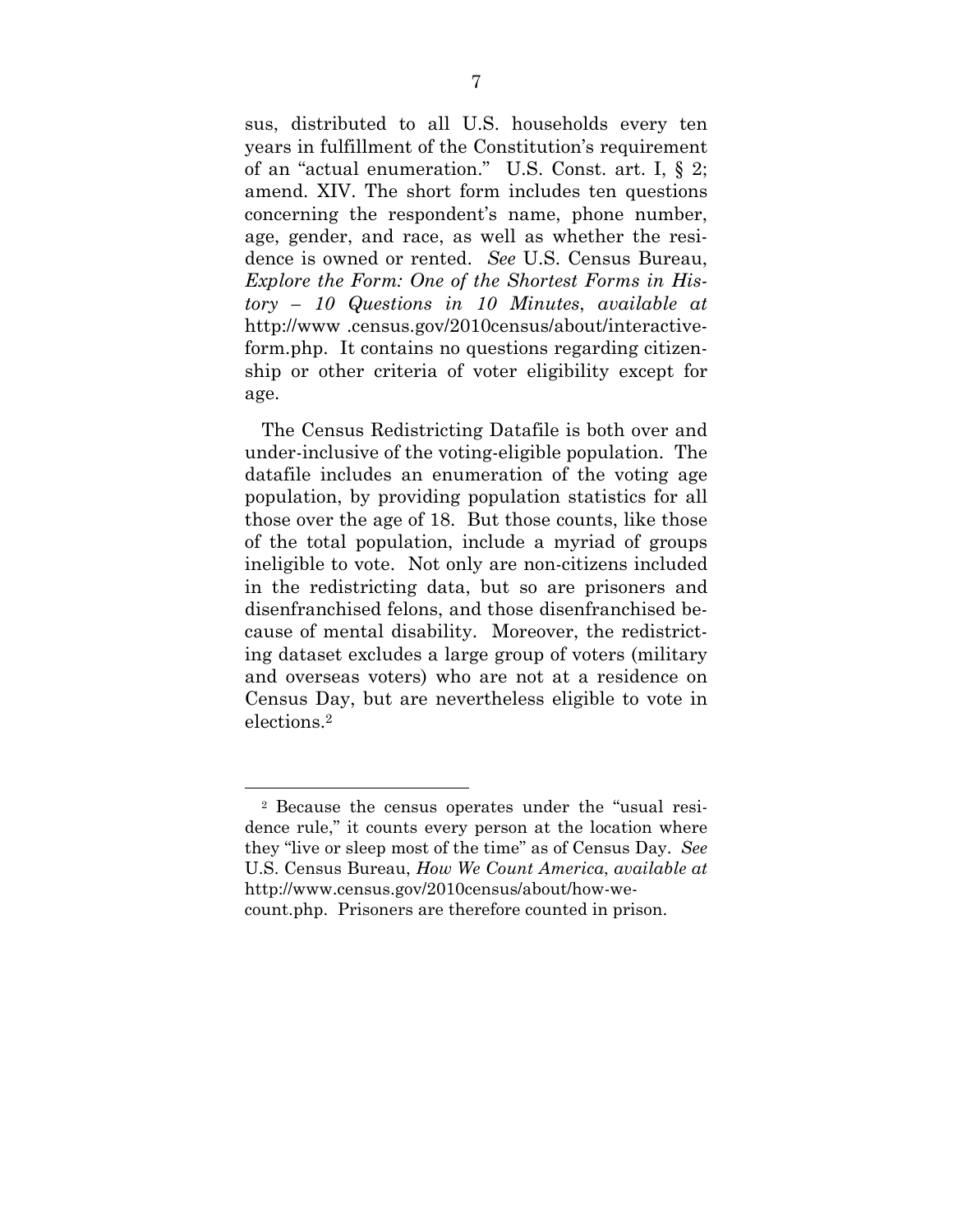sus, distributed to all U.S. households every ten years in fulfillment of the Constitution's requirement of an "actual enumeration." U.S. Const. art. I, § 2; amend. XIV. The short form includes ten questions concerning the respondent's name, phone number, age, gender, and race, as well as whether the residence is owned or rented. *See* U.S. Census Bureau, *Explore the Form: One of the Shortest Forms in History – 10 Questions in 10 Minutes*, *available at* http://www .census.gov/2010census/about/interactive-form.php. It contains no questions regarding citizenship or other criteria of voter eligibility except for age.

The Census Redistricting Datafile is both over and under-inclusive of the voting-eligible population. The datafile includes an enumeration of the voting age population, by providing population statistics for all those over the age of 18. But those counts, like those of the total population, include a myriad of groups ineligible to vote. Not only are non-citizens included in the redistricting data, but so are prisoners and disenfranchised felons, and those disenfranchised because of mental disability. Moreover, the redistricting dataset excludes a large group of voters (military and overseas voters) who are not at a residence on Census Day, but are nevertheless eligible to vote in elections.[2]

---

[2] Because the census operates under the "usual residence rule," it counts every person at the location where they "live or sleep most of the time" as of Census Day. *See* U.S. Census Bureau, *How We Count America*, *available at* http://www.census.gov/2010census/about/how-we-count.php. Prisoners are therefore counted in prison.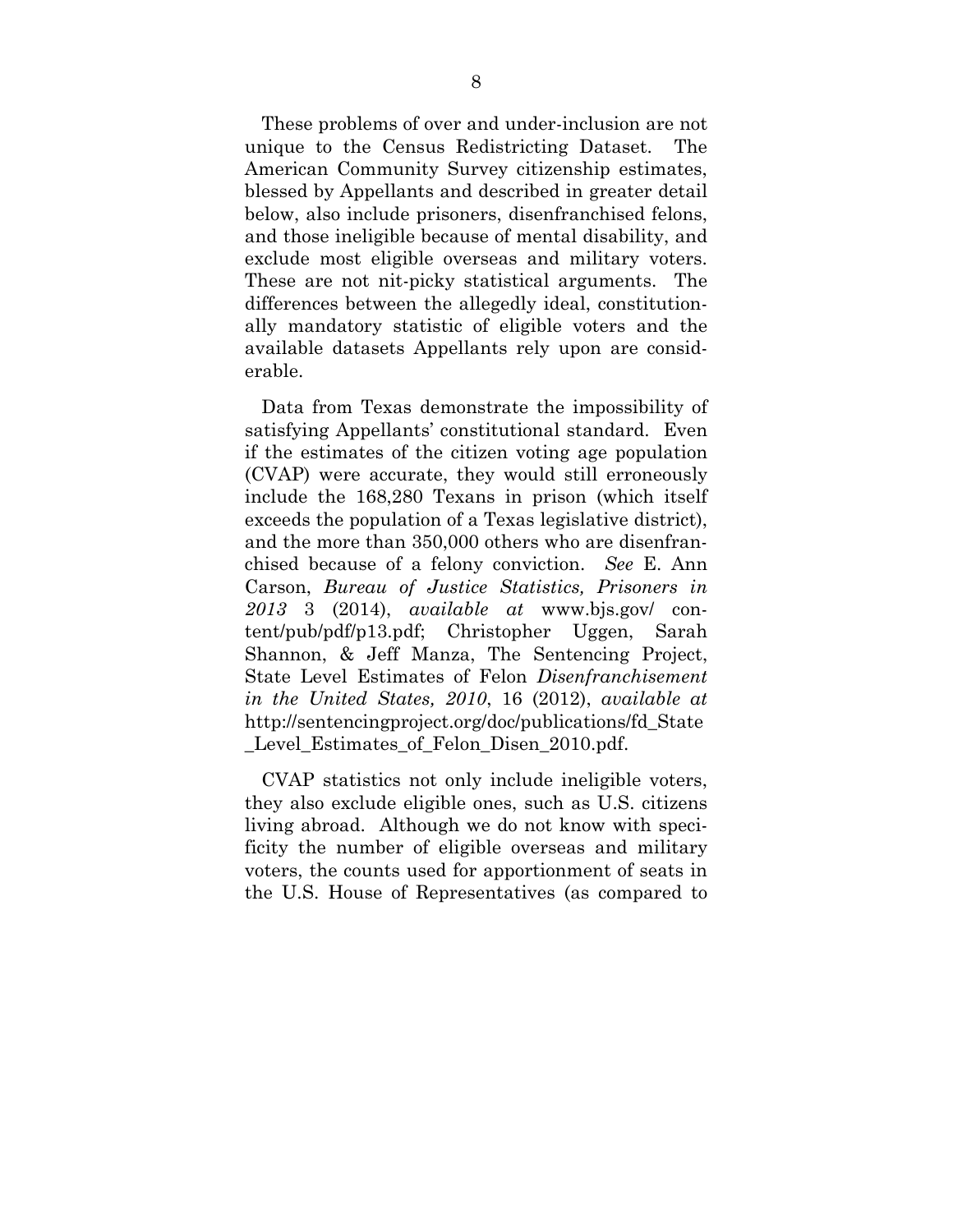These problems of over and under-inclusion are not unique to the Census Redistricting Dataset. The American Community Survey citizenship estimates, blessed by Appellants and described in greater detail below, also include prisoners, disenfranchised felons, and those ineligible because of mental disability, and exclude most eligible overseas and military voters. These are not nit-picky statistical arguments. The differences between the allegedly ideal, constitutionally mandatory statistic of eligible voters and the available datasets Appellants rely upon are considerable.

Data from Texas demonstrate the impossibility of satisfying Appellants' constitutional standard. Even if the estimates of the citizen voting age population (CVAP) were accurate, they would still erroneously include the 168,280 Texans in prison (which itself exceeds the population of a Texas legislative district), and the more than 350,000 others who are disenfranchised because of a felony conviction. *See* E. Ann Carson, *Bureau of Justice Statistics, Prisoners in 2013* 3 (2014), *available at* www.bjs.gov/content/pub/pdf/p13.pdf; Christopher Uggen, Sarah Shannon, & Jeff Manza, The Sentencing Project, State Level Estimates of Felon *Disenfranchisement in the United States, 2010*, 16 (2012), *available at* http://sentencingproject.org/doc/publications/fd_State_Level_Estimates_of_Felon_Disen_2010.pdf.

CVAP statistics not only include ineligible voters, they also exclude eligible ones, such as U.S. citizens living abroad. Although we do not know with specificity the number of eligible overseas and military voters, the counts used for apportionment of seats in the U.S. House of Representatives (as compared to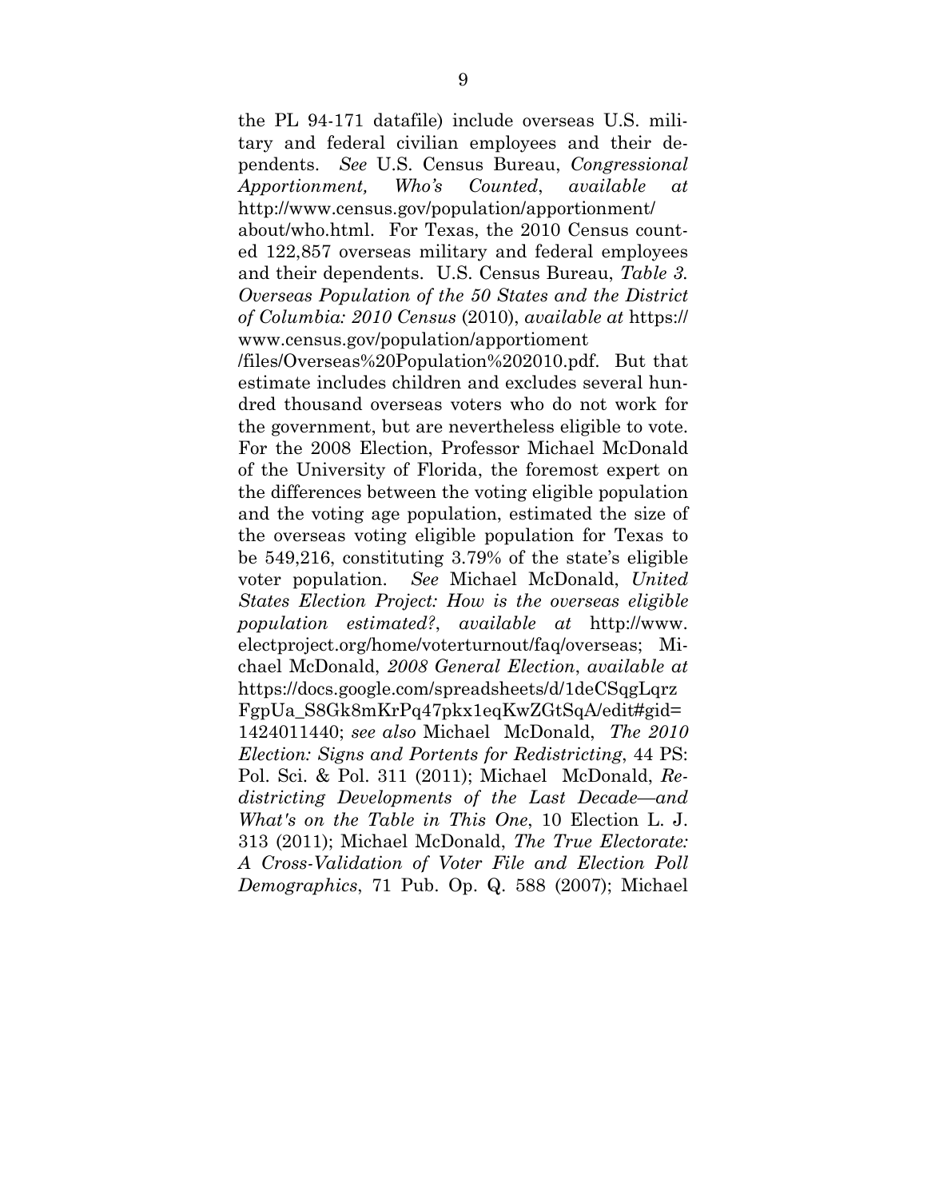the PL 94-171 datafile) include overseas U.S. military and federal civilian employees and their dependents. *See* U.S. Census Bureau, *Congressional Apportionment, Who's Counted*, *available at* http://www.census.gov/population/apportionment/about/who.html. For Texas, the 2010 Census counted 122,857 overseas military and federal employees and their dependents. U.S. Census Bureau, *Table 3. Overseas Population of the 50 States and the District of Columbia: 2010 Census* (2010), *available at* https://www.census.gov/population/apportioment/files/Overseas%20Population%202010.pdf. But that estimate includes children and excludes several hundred thousand overseas voters who do not work for the government, but are nevertheless eligible to vote. For the 2008 Election, Professor Michael McDonald of the University of Florida, the foremost expert on the differences between the voting eligible population and the voting age population, estimated the size of the overseas voting eligible population for Texas to be 549,216, constituting 3.79% of the state's eligible voter population. *See* Michael McDonald, *United States Election Project: How is the overseas eligible population estimated?*, *available at* http://www.electproject.org/home/voterturnout/faq/overseas; Michael McDonald, *2008 General Election*, *available at* https://docs.google.com/spreadsheets/d/1deCSqgLqrzFgpUa_S8Gk8mKrPq47pkx1eqKwZGtSqA/edit#gid=1424011440; *see also* Michael McDonald, *The 2010 Election: Signs and Portents for Redistricting*, 44 PS: Pol. Sci. & Pol. 311 (2011); Michael McDonald, *Redistricting Developments of the Last Decade—and What's on the Table in This One*, 10 Election L. J. 313 (2011); Michael McDonald, *The True Electorate: A Cross-Validation of Voter File and Election Poll Demographics*, 71 Pub. Op. Q. 588 (2007); Michael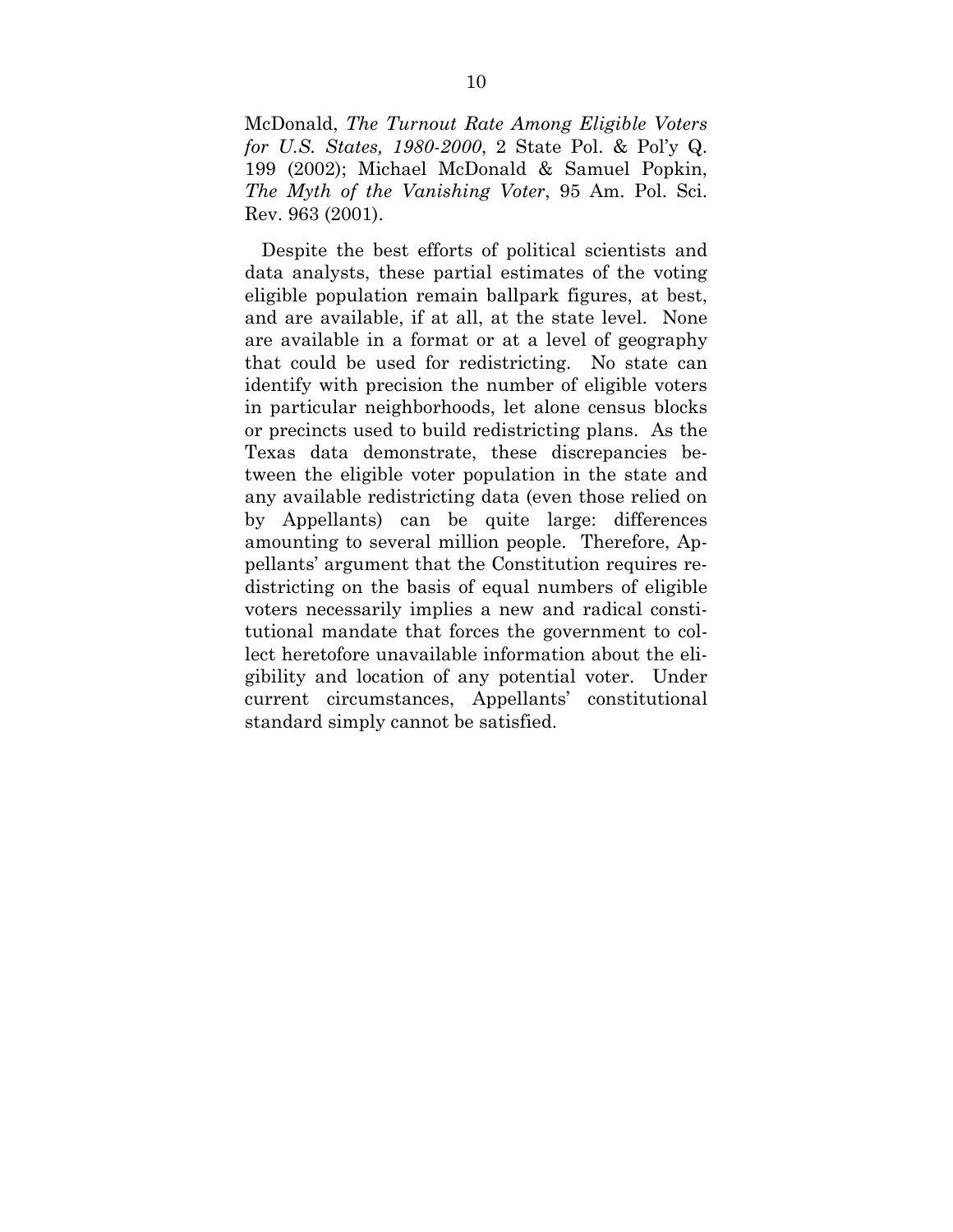McDonald, *The Turnout Rate Among Eligible Voters for U.S. States, 1980-2000*, 2 State Pol. & Pol'y Q. 199 (2002); Michael McDonald & Samuel Popkin, *The Myth of the Vanishing Voter*, 95 Am. Pol. Sci. Rev. 963 (2001).

Despite the best efforts of political scientists and data analysts, these partial estimates of the voting eligible population remain ballpark figures, at best, and are available, if at all, at the state level. None are available in a format or at a level of geography that could be used for redistricting. No state can identify with precision the number of eligible voters in particular neighborhoods, let alone census blocks or precincts used to build redistricting plans. As the Texas data demonstrate, these discrepancies between the eligible voter population in the state and any available redistricting data (even those relied on by Appellants) can be quite large: differences amounting to several million people. Therefore, Appellants' argument that the Constitution requires redistricting on the basis of equal numbers of eligible voters necessarily implies a new and radical constitutional mandate that forces the government to collect heretofore unavailable information about the eligibility and location of any potential voter. Under current circumstances, Appellants' constitutional standard simply cannot be satisfied.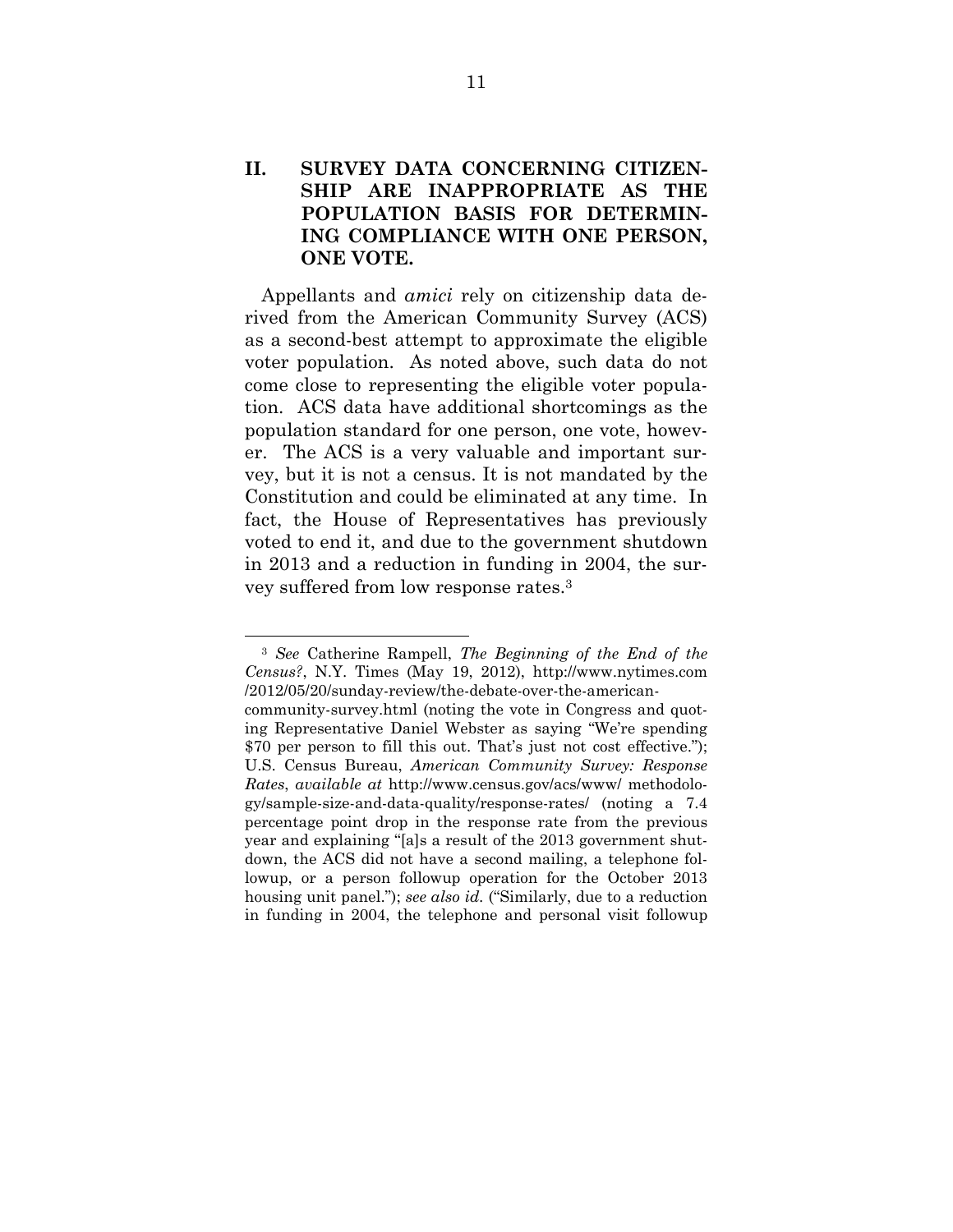## II. SURVEY DATA CONCERNING CITIZENSHIP ARE INAPPROPRIATE AS THE POPULATION BASIS FOR DETERMINING COMPLIANCE WITH ONE PERSON, ONE VOTE.

Appellants and *amici* rely on citizenship data derived from the American Community Survey (ACS) as a second-best attempt to approximate the eligible voter population. As noted above, such data do not come close to representing the eligible voter population. ACS data have additional shortcomings as the population standard for one person, one vote, however. The ACS is a very valuable and important survey, but it is not a census. It is not mandated by the Constitution and could be eliminated at any time. In fact, the House of Representatives has previously voted to end it, and due to the government shutdown in 2013 and a reduction in funding in 2004, the survey suffered from low response rates.[3]

---

[3] *See* Catherine Rampell, *The Beginning of the End of the Census?*, N.Y. Times (May 19, 2012), http://www.nytimes.com/2012/05/20/sunday-review/the-debate-over-the-american-community-survey.html (noting the vote in Congress and quoting Representative Daniel Webster as saying "We're spending $70 per person to fill this out. That's just not cost effective."); U.S. Census Bureau, *American Community Survey: Response Rates*, *available at* http://www.census.gov/acs/www/methodology/sample-size-and-data-quality/response-rates/ (noting a 7.4 percentage point drop in the response rate from the previous year and explaining "[a]s a result of the 2013 government shutdown, the ACS did not have a second mailing, a telephone followup, or a person followup operation for the October 2013 housing unit panel."); *see also id.* ("Similarly, due to a reduction in funding in 2004, the telephone and personal visit followup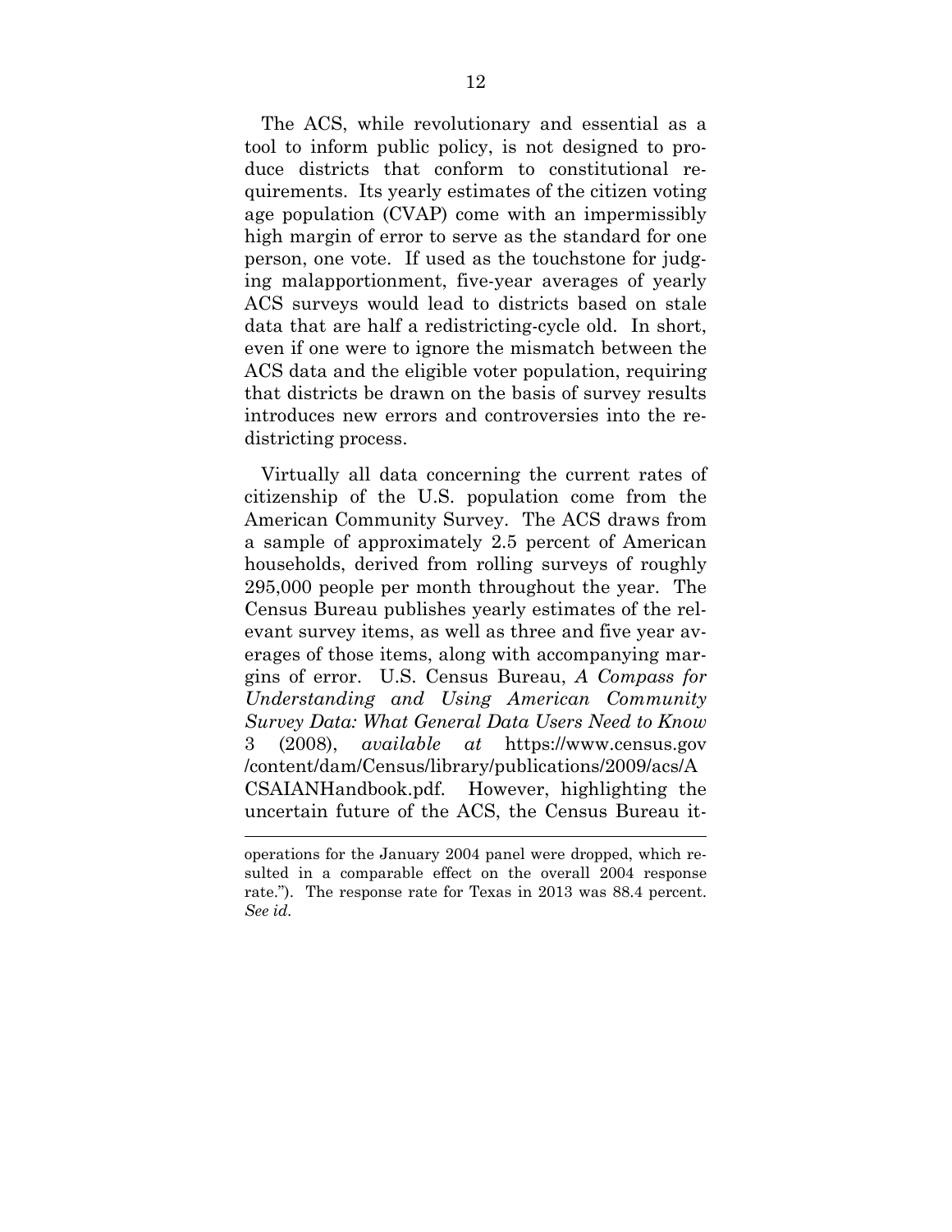The ACS, while revolutionary and essential as a tool to inform public policy, is not designed to produce districts that conform to constitutional requirements. Its yearly estimates of the citizen voting age population (CVAP) come with an impermissibly high margin of error to serve as the standard for one person, one vote. If used as the touchstone for judging malapportionment, five-year averages of yearly ACS surveys would lead to districts based on stale data that are half a redistricting-cycle old. In short, even if one were to ignore the mismatch between the ACS data and the eligible voter population, requiring that districts be drawn on the basis of survey results introduces new errors and controversies into the redistricting process.

Virtually all data concerning the current rates of citizenship of the U.S. population come from the American Community Survey. The ACS draws from a sample of approximately 2.5 percent of American households, derived from rolling surveys of roughly 295,000 people per month throughout the year. The Census Bureau publishes yearly estimates of the relevant survey items, as well as three and five year averages of those items, along with accompanying margins of error. U.S. Census Bureau, *A Compass for Understanding and Using American Community Survey Data: What General Data Users Need to Know* 3 (2008), *available at* https://www.census.gov/content/dam/Census/library/publications/2009/acs/ACSAIANHandbook.pdf. However, highlighting the uncertain future of the ACS, the Census Bureau it-

---

operations for the January 2004 panel were dropped, which resulted in a comparable effect on the overall 2004 response rate."). The response rate for Texas in 2013 was 88.4 percent. *See id.*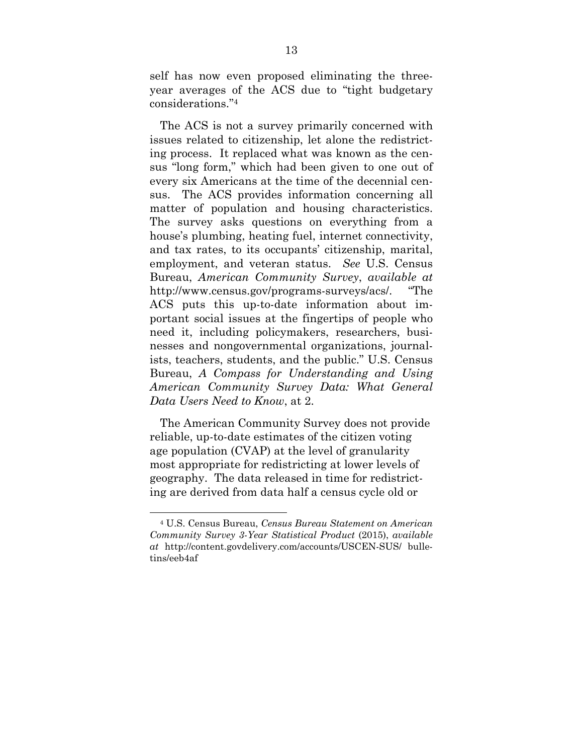self has now even proposed eliminating the three-year averages of the ACS due to "tight budgetary considerations."[4]

The ACS is not a survey primarily concerned with issues related to citizenship, let alone the redistricting process. It replaced what was known as the census "long form," which had been given to one out of every six Americans at the time of the decennial census. The ACS provides information concerning all matter of population and housing characteristics. The survey asks questions on everything from a house's plumbing, heating fuel, internet connectivity, and tax rates, to its occupants' citizenship, marital, employment, and veteran status. *See* U.S. Census Bureau, *American Community Survey*, *available at* http://www.census.gov/programs-surveys/acs/. "The ACS puts this up-to-date information about important social issues at the fingertips of people who need it, including policymakers, researchers, businesses and nongovernmental organizations, journalists, teachers, students, and the public." U.S. Census Bureau, *A Compass for Understanding and Using American Community Survey Data: What General Data Users Need to Know*, at 2.

The American Community Survey does not provide reliable, up-to-date estimates of the citizen voting age population (CVAP) at the level of granularity most appropriate for redistricting at lower levels of geography. The data released in time for redistricting are derived from data half a census cycle old or

---

[4] U.S. Census Bureau, *Census Bureau Statement on American Community Survey 3-Year Statistical Product* (2015), *available at* http://content.govdelivery.com/accounts/USCEN-SUS/ bulletins/eeb4af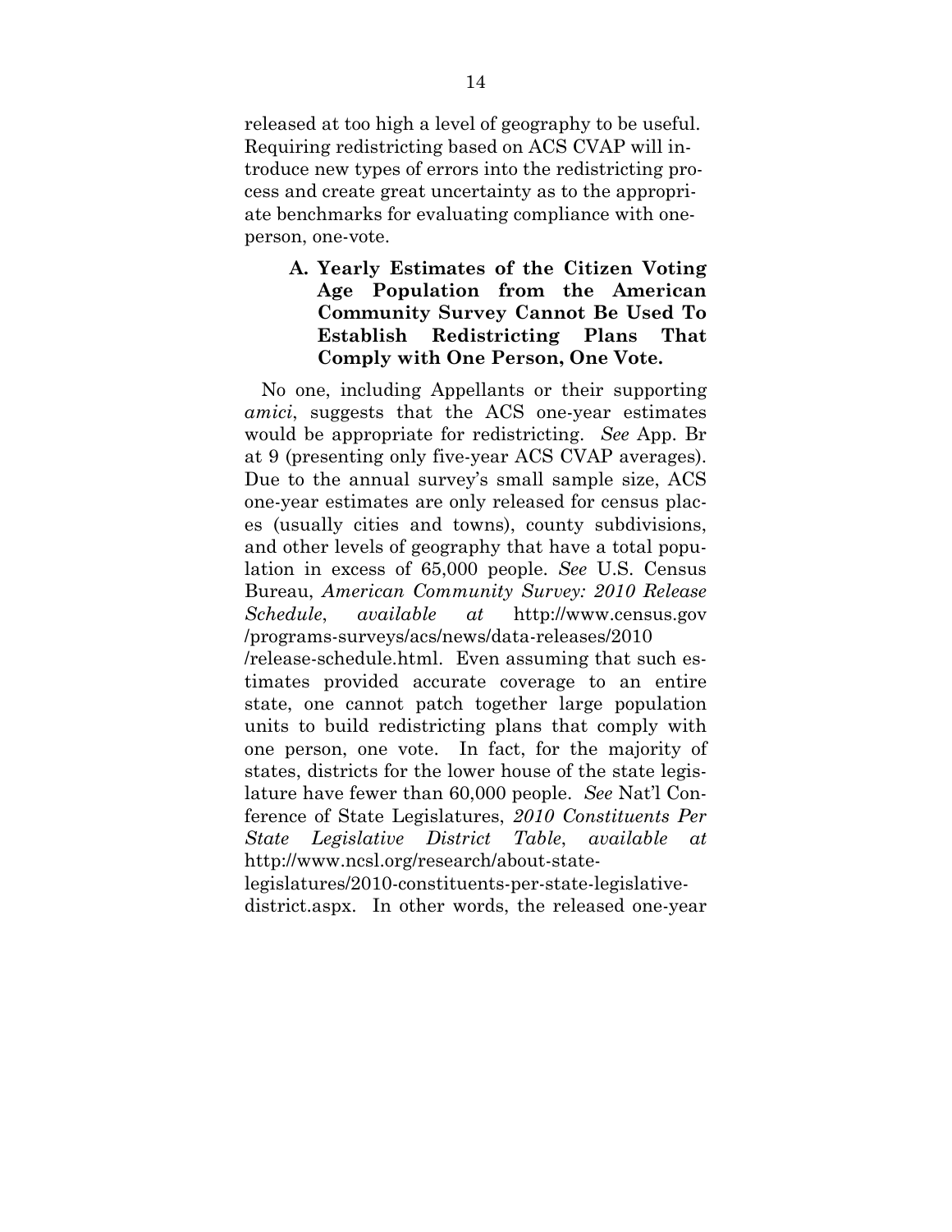released at too high a level of geography to be useful. Requiring redistricting based on ACS CVAP will introduce new types of errors into the redistricting process and create great uncertainty as to the appropriate benchmarks for evaluating compliance with one-person, one-vote.

### A. Yearly Estimates of the Citizen Voting Age Population from the American Community Survey Cannot Be Used To Establish Redistricting Plans That Comply with One Person, One Vote.

No one, including Appellants or their supporting *amici*, suggests that the ACS one-year estimates would be appropriate for redistricting. *See* App. Br at 9 (presenting only five-year ACS CVAP averages). Due to the annual survey's small sample size, ACS one-year estimates are only released for census places (usually cities and towns), county subdivisions, and other levels of geography that have a total population in excess of 65,000 people. *See* U.S. Census Bureau, *American Community Survey: 2010 Release Schedule*, *available at* http://www.census.gov/programs-surveys/acs/news/data-releases/2010/release-schedule.html. Even assuming that such estimates provided accurate coverage to an entire state, one cannot patch together large population units to build redistricting plans that comply with one person, one vote. In fact, for the majority of states, districts for the lower house of the state legislature have fewer than 60,000 people. *See* Nat'l Conference of State Legislatures, *2010 Constituents Per State Legislative District Table*, *available at* http://www.ncsl.org/research/about-state-legislatures/2010-constituents-per-state-legislative-district.aspx. In other words, the released one-year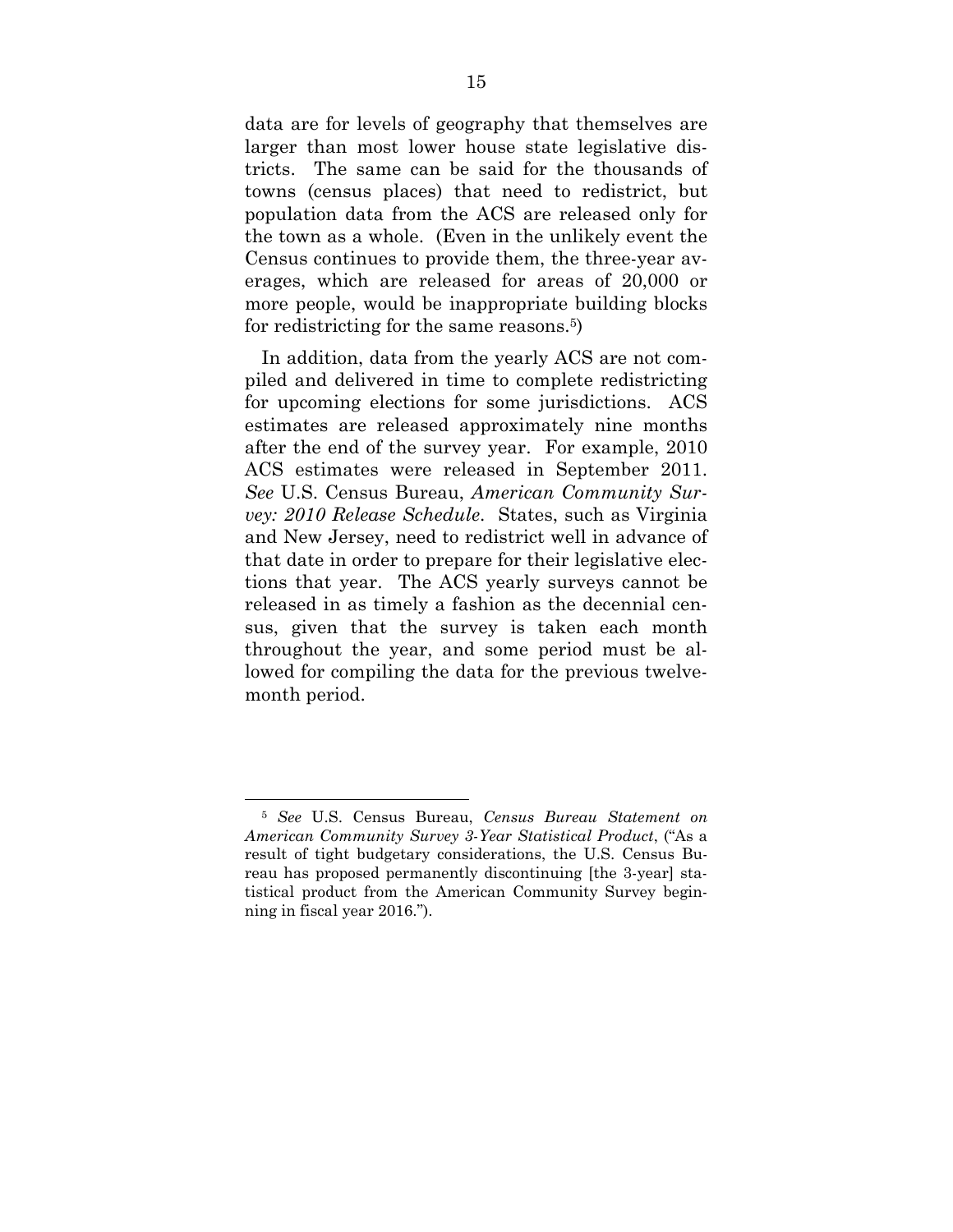data are for levels of geography that themselves are larger than most lower house state legislative districts. The same can be said for the thousands of towns (census places) that need to redistrict, but population data from the ACS are released only for the town as a whole. (Even in the unlikely event the Census continues to provide them, the three-year averages, which are released for areas of 20,000 or more people, would be inappropriate building blocks for redistricting for the same reasons.[5])

In addition, data from the yearly ACS are not compiled and delivered in time to complete redistricting for upcoming elections for some jurisdictions. ACS estimates are released approximately nine months after the end of the survey year. For example, 2010 ACS estimates were released in September 2011. *See* U.S. Census Bureau, *American Community Survey: 2010 Release Schedule*. States, such as Virginia and New Jersey, need to redistrict well in advance of that date in order to prepare for their legislative elections that year. The ACS yearly surveys cannot be released in as timely a fashion as the decennial census, given that the survey is taken each month throughout the year, and some period must be allowed for compiling the data for the previous twelve-month period.

---

[5] *See* U.S. Census Bureau, *Census Bureau Statement on American Community Survey 3-Year Statistical Product*, ("As a result of tight budgetary considerations, the U.S. Census Bureau has proposed permanently discontinuing [the 3-year] statistical product from the American Community Survey beginning in fiscal year 2016.").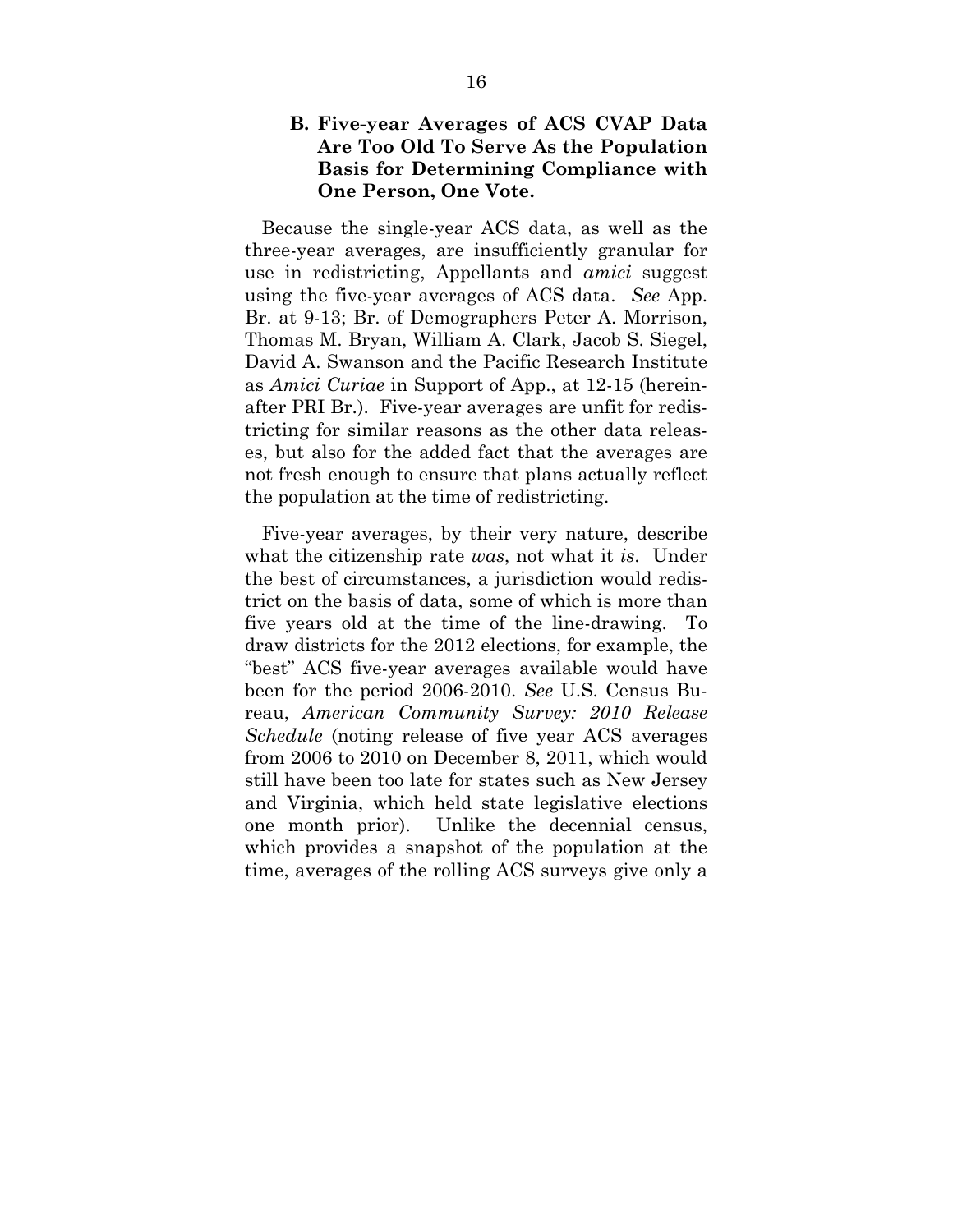### B. Five-year Averages of ACS CVAP Data Are Too Old To Serve As the Population Basis for Determining Compliance with One Person, One Vote.

Because the single-year ACS data, as well as the three-year averages, are insufficiently granular for use in redistricting, Appellants and *amici* suggest using the five-year averages of ACS data. *See* App. Br. at 9-13; Br. of Demographers Peter A. Morrison, Thomas M. Bryan, William A. Clark, Jacob S. Siegel, David A. Swanson and the Pacific Research Institute as *Amici Curiae* in Support of App., at 12-15 (hereinafter PRI Br.). Five-year averages are unfit for redistricting for similar reasons as the other data releases, but also for the added fact that the averages are not fresh enough to ensure that plans actually reflect the population at the time of redistricting.

Five-year averages, by their very nature, describe what the citizenship rate *was*, not what it *is*. Under the best of circumstances, a jurisdiction would redistrict on the basis of data, some of which is more than five years old at the time of the line-drawing. To draw districts for the 2012 elections, for example, the "best" ACS five-year averages available would have been for the period 2006-2010. *See* U.S. Census Bureau, *American Community Survey: 2010 Release Schedule* (noting release of five year ACS averages from 2006 to 2010 on December 8, 2011, which would still have been too late for states such as New Jersey and Virginia, which held state legislative elections one month prior). Unlike the decennial census, which provides a snapshot of the population at the time, averages of the rolling ACS surveys give only a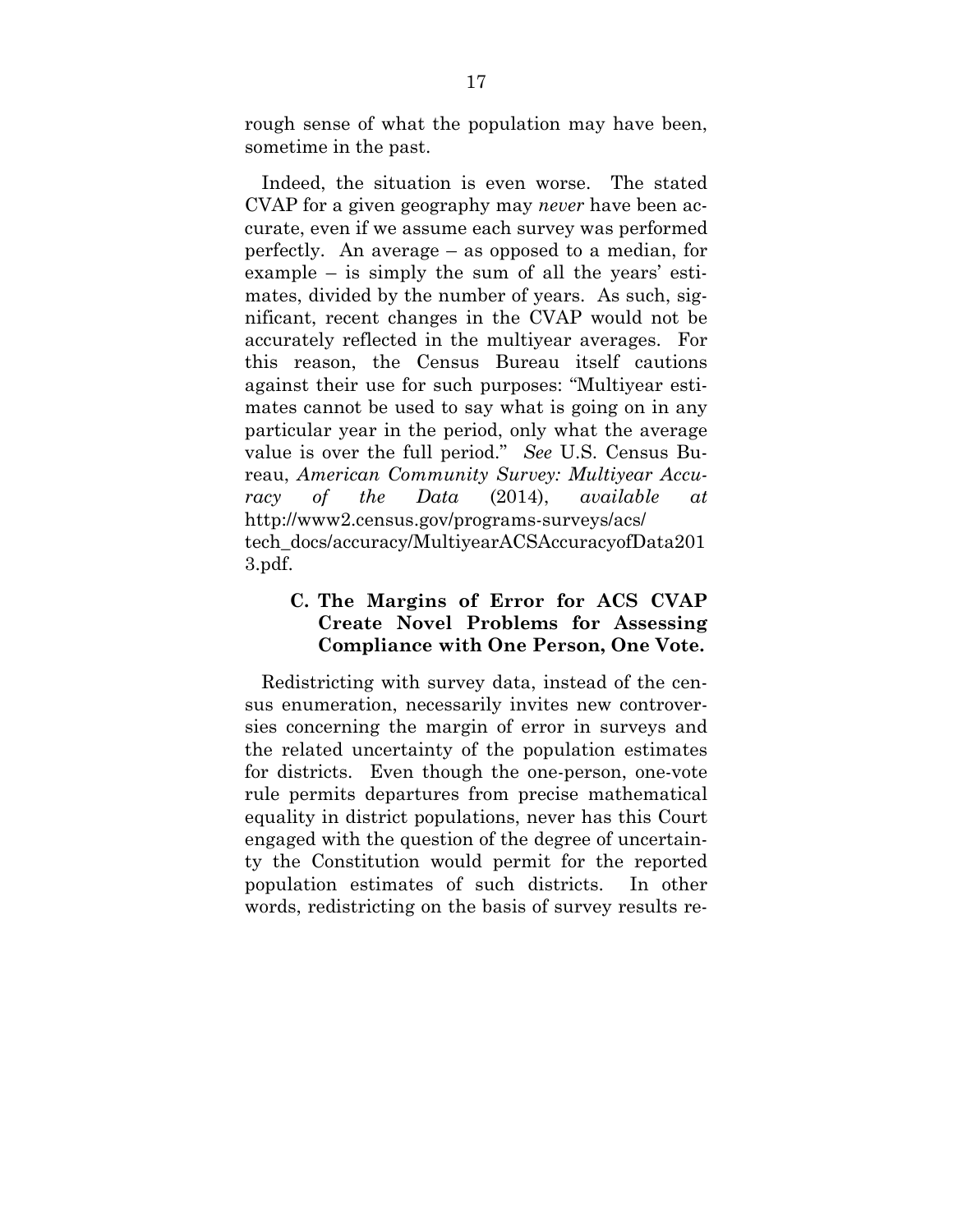rough sense of what the population may have been, sometime in the past.

Indeed, the situation is even worse. The stated CVAP for a given geography may *never* have been accurate, even if we assume each survey was performed perfectly. An average – as opposed to a median, for example – is simply the sum of all the years' estimates, divided by the number of years. As such, significant, recent changes in the CVAP would not be accurately reflected in the multiyear averages. For this reason, the Census Bureau itself cautions against their use for such purposes: "Multiyear estimates cannot be used to say what is going on in any particular year in the period, only what the average value is over the full period." *See* U.S. Census Bureau, *American Community Survey: Multiyear Accuracy of the Data* (2014), *available at* http://www2.census.gov/programs-surveys/acs/tech_docs/accuracy/MultiyearACSAccuracyofData2013.pdf.

### C. The Margins of Error for ACS CVAP Create Novel Problems for Assessing Compliance with One Person, One Vote.

Redistricting with survey data, instead of the census enumeration, necessarily invites new controversies concerning the margin of error in surveys and the related uncertainty of the population estimates for districts. Even though the one-person, one-vote rule permits departures from precise mathematical equality in district populations, never has this Court engaged with the question of the degree of uncertainty the Constitution would permit for the reported population estimates of such districts. In other words, redistricting on the basis of survey results re-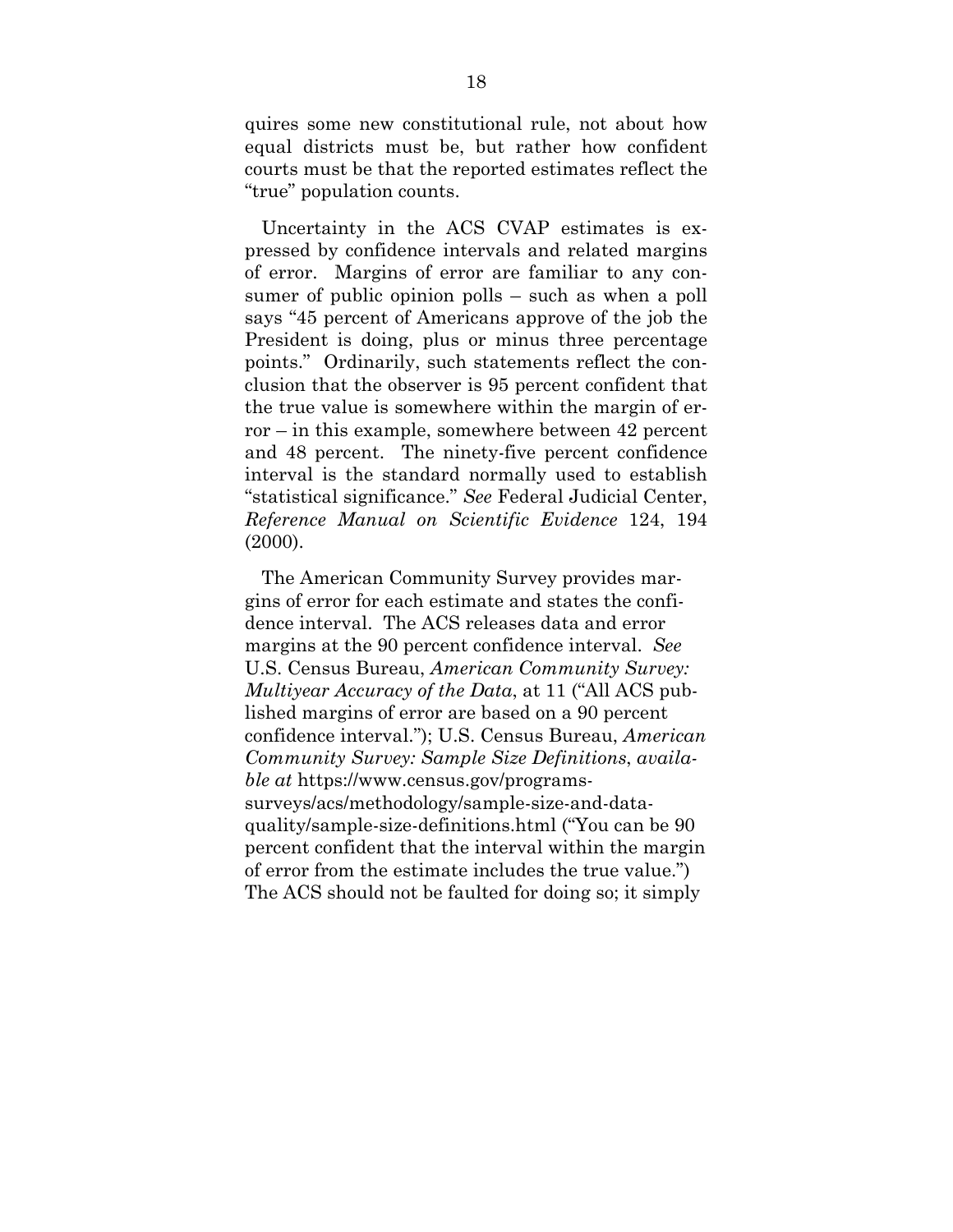quires some new constitutional rule, not about how equal districts must be, but rather how confident courts must be that the reported estimates reflect the "true" population counts.

Uncertainty in the ACS CVAP estimates is expressed by confidence intervals and related margins of error. Margins of error are familiar to any consumer of public opinion polls – such as when a poll says "45 percent of Americans approve of the job the President is doing, plus or minus three percentage points." Ordinarily, such statements reflect the conclusion that the observer is 95 percent confident that the true value is somewhere within the margin of error – in this example, somewhere between 42 percent and 48 percent. The ninety-five percent confidence interval is the standard normally used to establish "statistical significance." *See* Federal Judicial Center, *Reference Manual on Scientific Evidence* 124, 194 (2000).

The American Community Survey provides margins of error for each estimate and states the confidence interval. The ACS releases data and error margins at the 90 percent confidence interval. *See* U.S. Census Bureau, *American Community Survey: Multiyear Accuracy of the Data*, at 11 ("All ACS published margins of error are based on a 90 percent confidence interval."); U.S. Census Bureau, *American Community Survey: Sample Size Definitions*, *available at* https://www.census.gov/programs-surveys/acs/methodology/sample-size-and-data-quality/sample-size-definitions.html ("You can be 90 percent confident that the interval within the margin of error from the estimate includes the true value.") The ACS should not be faulted for doing so; it simply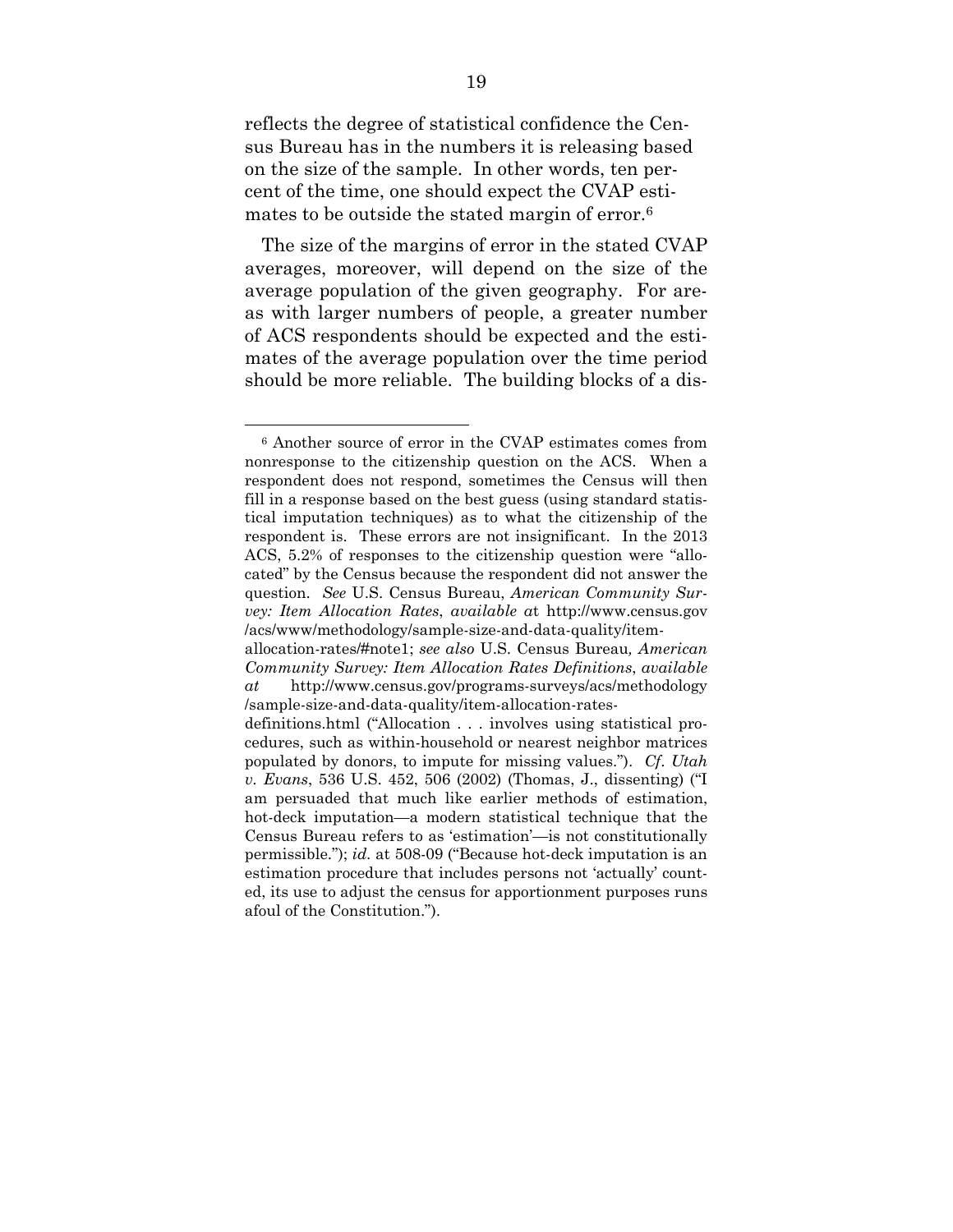reflects the degree of statistical confidence the Census Bureau has in the numbers it is releasing based on the size of the sample. In other words, ten percent of the time, one should expect the CVAP estimates to be outside the stated margin of error.[6]

The size of the margins of error in the stated CVAP averages, moreover, will depend on the size of the average population of the given geography. For areas with larger numbers of people, a greater number of ACS respondents should be expected and the estimates of the average population over the time period should be more reliable. The building blocks of a dis-

---

[6] Another source of error in the CVAP estimates comes from nonresponse to the citizenship question on the ACS. When a respondent does not respond, sometimes the Census will then fill in a response based on the best guess (using standard statistical imputation techniques) as to what the citizenship of the respondent is. These errors are not insignificant. In the 2013 ACS, 5.2% of responses to the citizenship question were "allocated" by the Census because the respondent did not answer the question. *See* U.S. Census Bureau, *American Community Survey: Item Allocation Rates*, *available a*t http://www.census.gov/acs/www/methodology/sample-size-and-data-quality/item-allocation-rates/#note1; *see also* U.S. Census Bureau*, American Community Survey: Item Allocation Rates Definitions*, *available at* http://www.census.gov/programs-surveys/acs/methodology/sample-size-and-data-quality/item-allocation-rates-definitions.html ("Allocation . . . involves using statistical procedures, such as within-household or nearest neighbor matrices populated by donors, to impute for missing values."). *Cf*. *Utah v. Evans*, 536 U.S. 452, 506 (2002) (Thomas, J., dissenting) ("I am persuaded that much like earlier methods of estimation, hot-deck imputation—a modern statistical technique that the Census Bureau refers to as 'estimation'—is not constitutionally permissible."); *id.* at 508-09 ("Because hot-deck imputation is an estimation procedure that includes persons not 'actually' counted, its use to adjust the census for apportionment purposes runs afoul of the Constitution.").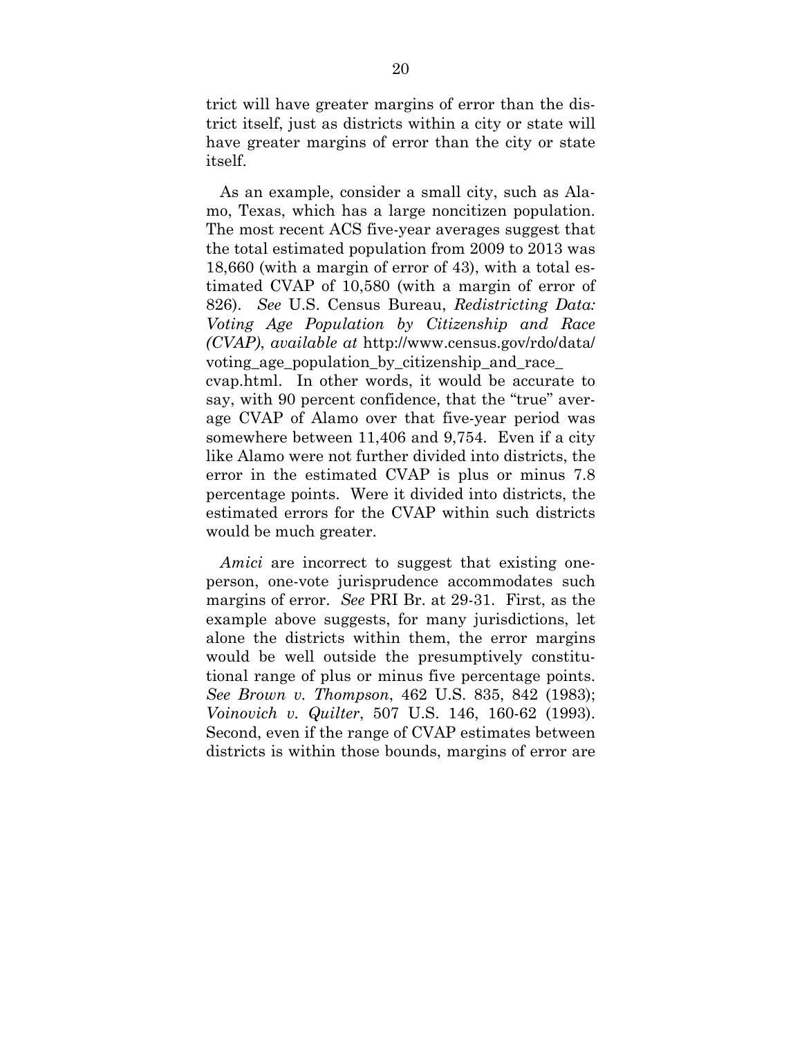trict will have greater margins of error than the district itself, just as districts within a city or state will have greater margins of error than the city or state itself.

As an example, consider a small city, such as Alamo, Texas, which has a large noncitizen population. The most recent ACS five-year averages suggest that the total estimated population from 2009 to 2013 was 18,660 (with a margin of error of 43), with a total estimated CVAP of 10,580 (with a margin of error of 826). *See* U.S. Census Bureau, *Redistricting Data: Voting Age Population by Citizenship and Race (CVAP)*, *available at* http://www.census.gov/rdo/data/voting_age_population_by_citizenship_and_race_cvap.html. In other words, it would be accurate to say, with 90 percent confidence, that the "true" average CVAP of Alamo over that five-year period was somewhere between 11,406 and 9,754. Even if a city like Alamo were not further divided into districts, the error in the estimated CVAP is plus or minus 7.8 percentage points. Were it divided into districts, the estimated errors for the CVAP within such districts would be much greater.

*Amici* are incorrect to suggest that existing one-person, one-vote jurisprudence accommodates such margins of error. *See* PRI Br. at 29-31. First, as the example above suggests, for many jurisdictions, let alone the districts within them, the error margins would be well outside the presumptively constitutional range of plus or minus five percentage points. *See Brown v. Thompson*, 462 U.S. 835, 842 (1983); *Voinovich v. Quilter*, 507 U.S. 146, 160-62 (1993). Second, even if the range of CVAP estimates between districts is within those bounds, margins of error are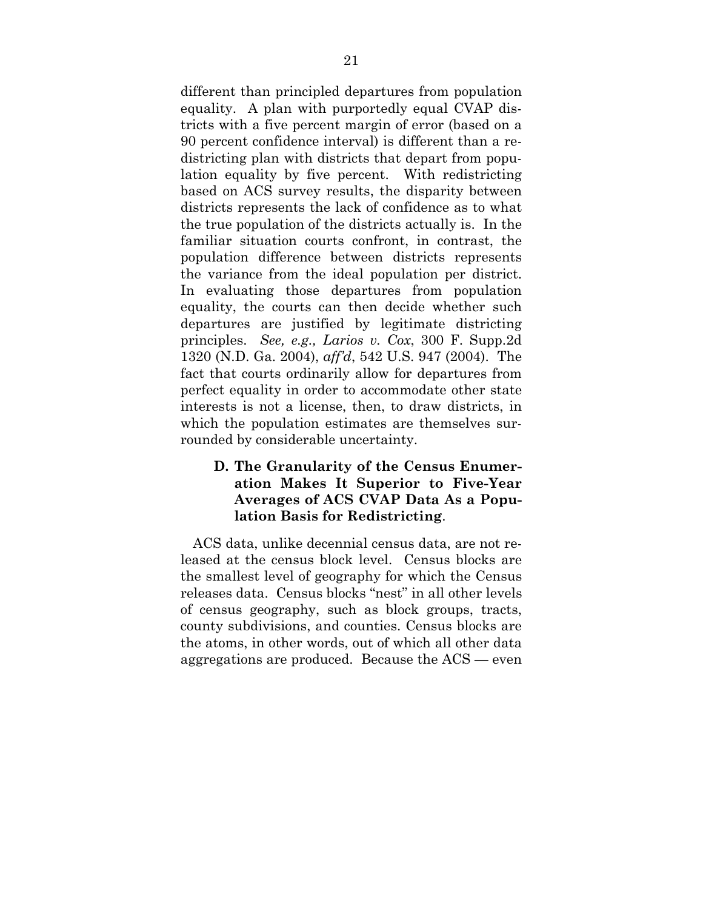different than principled departures from population equality. A plan with purportedly equal CVAP districts with a five percent margin of error (based on a 90 percent confidence interval) is different than a redistricting plan with districts that depart from population equality by five percent. With redistricting based on ACS survey results, the disparity between districts represents the lack of confidence as to what the true population of the districts actually is. In the familiar situation courts confront, in contrast, the population difference between districts represents the variance from the ideal population per district. In evaluating those departures from population equality, the courts can then decide whether such departures are justified by legitimate districting principles. *See, e.g., Larios v. Cox*, 300 F. Supp.2d 1320 (N.D. Ga. 2004), *aff'd*, 542 U.S. 947 (2004). The fact that courts ordinarily allow for departures from perfect equality in order to accommodate other state interests is not a license, then, to draw districts, in which the population estimates are themselves surrounded by considerable uncertainty.

### D. The Granularity of the Census Enumeration Makes It Superior to Five-Year Averages of ACS CVAP Data As a Population Basis for Redistricting.

ACS data, unlike decennial census data, are not released at the census block level. Census blocks are the smallest level of geography for which the Census releases data. Census blocks "nest" in all other levels of census geography, such as block groups, tracts, county subdivisions, and counties. Census blocks are the atoms, in other words, out of which all other data aggregations are produced. Because the ACS — even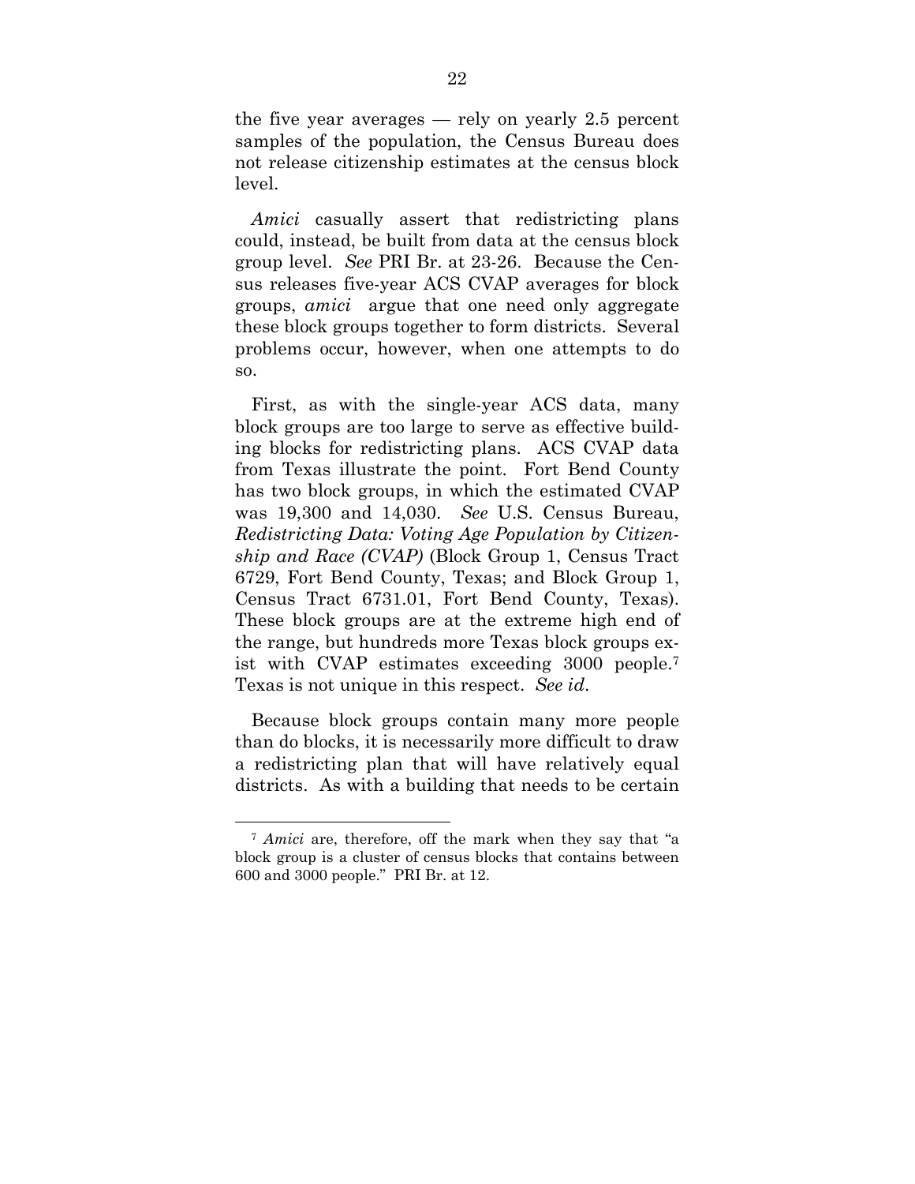the five year averages — rely on yearly 2.5 percent samples of the population, the Census Bureau does not release citizenship estimates at the census block level.

*Amici* casually assert that redistricting plans could, instead, be built from data at the census block group level. *See* PRI Br. at 23-26. Because the Census releases five-year ACS CVAP averages for block groups, *amici* argue that one need only aggregate these block groups together to form districts. Several problems occur, however, when one attempts to do so.

First, as with the single-year ACS data, many block groups are too large to serve as effective building blocks for redistricting plans. ACS CVAP data from Texas illustrate the point. Fort Bend County has two block groups, in which the estimated CVAP was 19,300 and 14,030. *See* U.S. Census Bureau, *Redistricting Data: Voting Age Population by Citizenship and Race (CVAP)* (Block Group 1, Census Tract 6729, Fort Bend County, Texas; and Block Group 1, Census Tract 6731.01, Fort Bend County, Texas). These block groups are at the extreme high end of the range, but hundreds more Texas block groups exist with CVAP estimates exceeding 3000 people.[7] Texas is not unique in this respect. *See id.*

Because block groups contain many more people than do blocks, it is necessarily more difficult to draw a redistricting plan that will have relatively equal districts. As with a building that needs to be certain

---

[7] *Amici* are, therefore, off the mark when they say that "a block group is a cluster of census blocks that contains between 600 and 3000 people." PRI Br. at 12.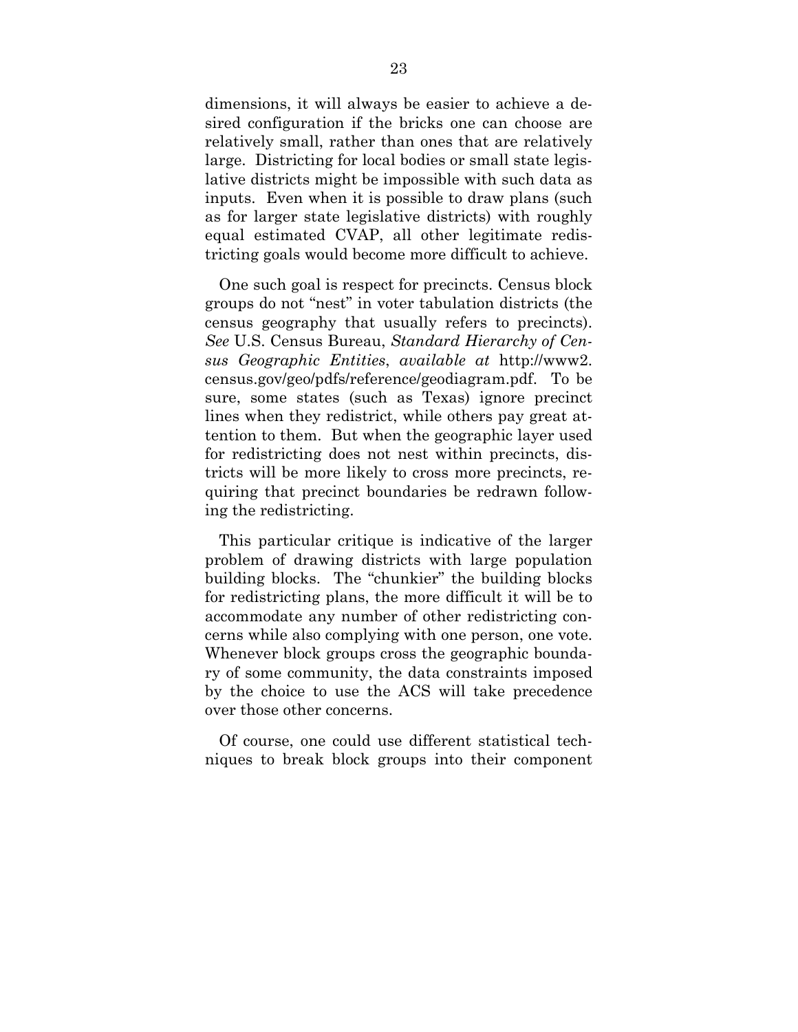dimensions, it will always be easier to achieve a desired configuration if the bricks one can choose are relatively small, rather than ones that are relatively large. Districting for local bodies or small state legislative districts might be impossible with such data as inputs. Even when it is possible to draw plans (such as for larger state legislative districts) with roughly equal estimated CVAP, all other legitimate redistricting goals would become more difficult to achieve.

One such goal is respect for precincts. Census block groups do not "nest" in voter tabulation districts (the census geography that usually refers to precincts). *See* U.S. Census Bureau, *Standard Hierarchy of Census Geographic Entities*, *available at* http://www2.census.gov/geo/pdfs/reference/geodiagram.pdf. To be sure, some states (such as Texas) ignore precinct lines when they redistrict, while others pay great attention to them. But when the geographic layer used for redistricting does not nest within precincts, districts will be more likely to cross more precincts, requiring that precinct boundaries be redrawn following the redistricting.

This particular critique is indicative of the larger problem of drawing districts with large population building blocks. The "chunkier" the building blocks for redistricting plans, the more difficult it will be to accommodate any number of other redistricting concerns while also complying with one person, one vote. Whenever block groups cross the geographic boundary of some community, the data constraints imposed by the choice to use the ACS will take precedence over those other concerns.

Of course, one could use different statistical techniques to break block groups into their component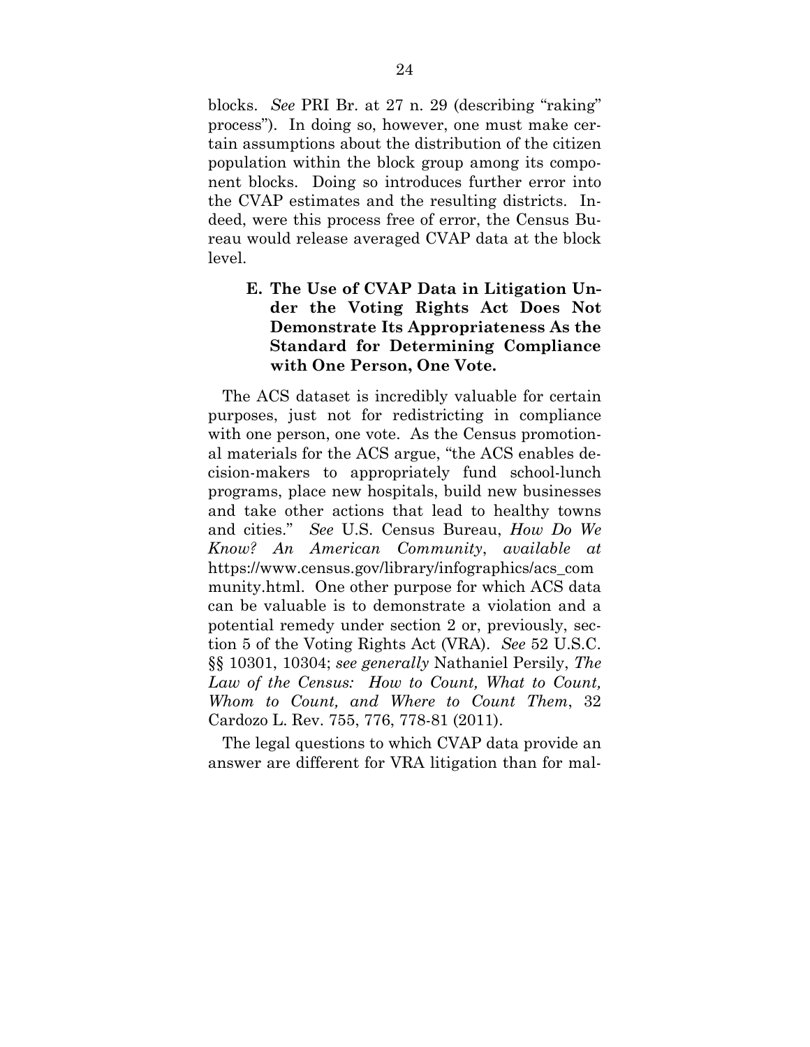blocks. *See* PRI Br. at 27 n. 29 (describing "raking" process"). In doing so, however, one must make certain assumptions about the distribution of the citizen population within the block group among its component blocks. Doing so introduces further error into the CVAP estimates and the resulting districts. Indeed, were this process free of error, the Census Bureau would release averaged CVAP data at the block level.

### E. The Use of CVAP Data in Litigation Under the Voting Rights Act Does Not Demonstrate Its Appropriateness As the Standard for Determining Compliance with One Person, One Vote.

The ACS dataset is incredibly valuable for certain purposes, just not for redistricting in compliance with one person, one vote. As the Census promotional materials for the ACS argue, "the ACS enables decision-makers to appropriately fund school-lunch programs, place new hospitals, build new businesses and take other actions that lead to healthy towns and cities." *See* U.S. Census Bureau, *How Do We Know? An American Community*, *available at* https://www.census.gov/library/infographics/acs_community.html. One other purpose for which ACS data can be valuable is to demonstrate a violation and a potential remedy under section 2 or, previously, section 5 of the Voting Rights Act (VRA). *See* 52 U.S.C. §§ 10301, 10304; *see generally* Nathaniel Persily, *The Law of the Census: How to Count, What to Count, Whom to Count, and Where to Count Them*, 32 Cardozo L. Rev. 755, 776, 778-81 (2011).

The legal questions to which CVAP data provide an answer are different for VRA litigation than for mal-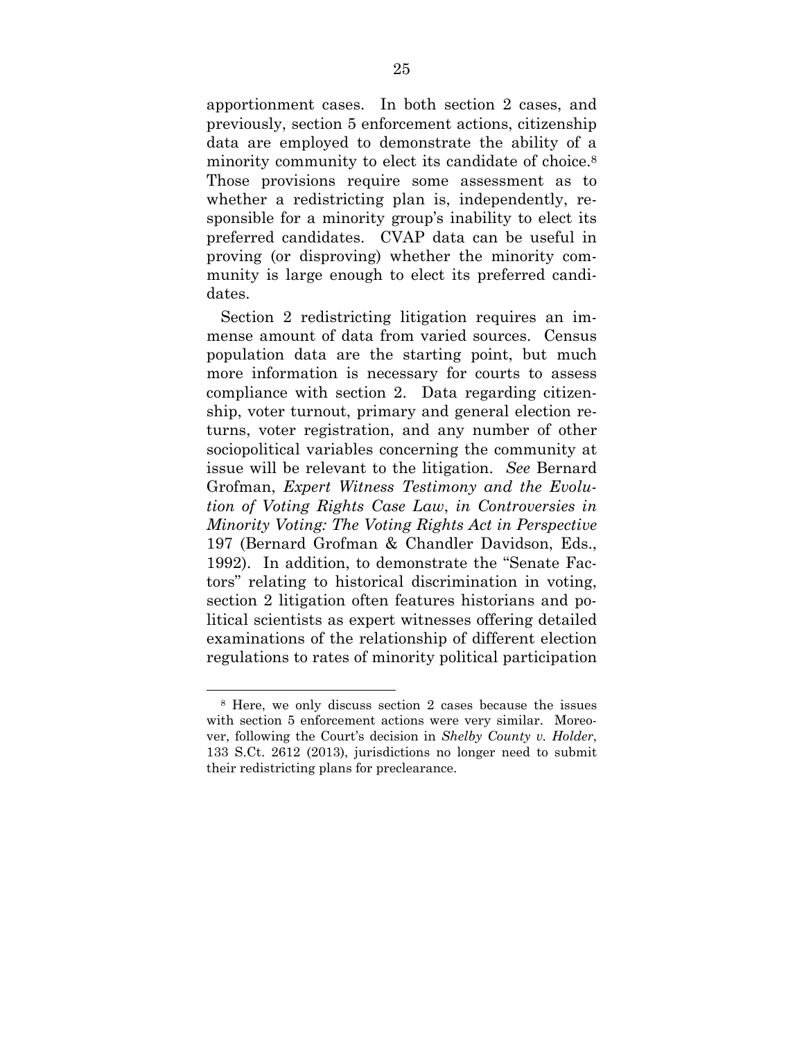apportionment cases. In both section 2 cases, and previously, section 5 enforcement actions, citizenship data are employed to demonstrate the ability of a minority community to elect its candidate of choice.[8] Those provisions require some assessment as to whether a redistricting plan is, independently, responsible for a minority group's inability to elect its preferred candidates. CVAP data can be useful in proving (or disproving) whether the minority community is large enough to elect its preferred candidates.

Section 2 redistricting litigation requires an immense amount of data from varied sources. Census population data are the starting point, but much more information is necessary for courts to assess compliance with section 2. Data regarding citizenship, voter turnout, primary and general election returns, voter registration, and any number of other sociopolitical variables concerning the community at issue will be relevant to the litigation. *See* Bernard Grofman, *Expert Witness Testimony and the Evolution of Voting Rights Case Law*, *in Controversies in Minority Voting: The Voting Rights Act in Perspective* 197 (Bernard Grofman & Chandler Davidson, Eds., 1992). In addition, to demonstrate the "Senate Factors" relating to historical discrimination in voting, section 2 litigation often features historians and political scientists as expert witnesses offering detailed examinations of the relationship of different election regulations to rates of minority political participation

[8] Here, we only discuss section 2 cases because the issues with section 5 enforcement actions were very similar. Moreover, following the Court's decision in *Shelby County v. Holder*, 133 S.Ct. 2612 (2013), jurisdictions no longer need to submit their redistricting plans for preclearance.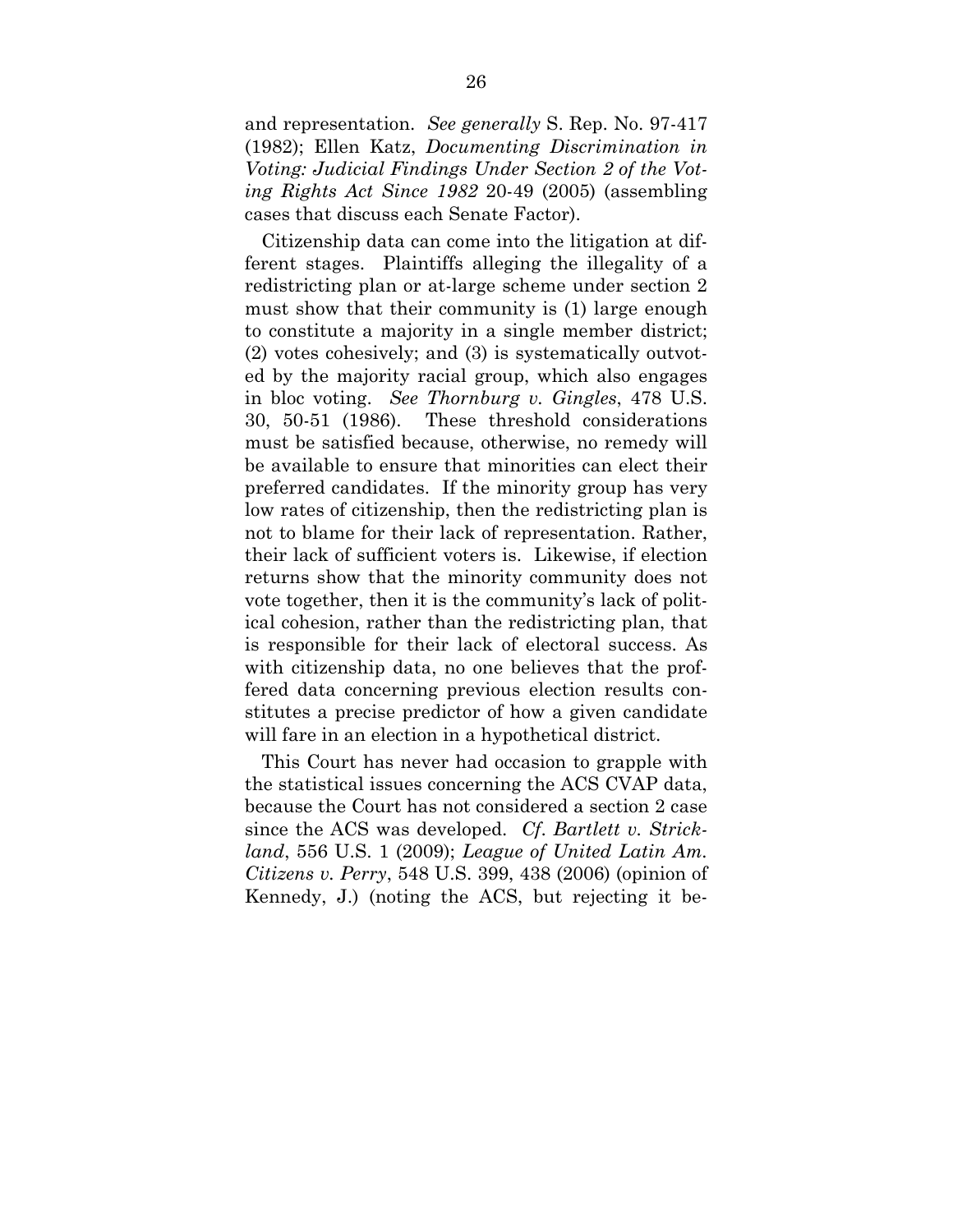and representation. *See generally* S. Rep. No. 97-417 (1982); Ellen Katz, *Documenting Discrimination in Voting: Judicial Findings Under Section 2 of the Voting Rights Act Since 1982* 20-49 (2005) (assembling cases that discuss each Senate Factor).

Citizenship data can come into the litigation at different stages. Plaintiffs alleging the illegality of a redistricting plan or at-large scheme under section 2 must show that their community is (1) large enough to constitute a majority in a single member district; (2) votes cohesively; and (3) is systematically outvoted by the majority racial group, which also engages in bloc voting. *See Thornburg v. Gingles*, 478 U.S. 30, 50-51 (1986). These threshold considerations must be satisfied because, otherwise, no remedy will be available to ensure that minorities can elect their preferred candidates. If the minority group has very low rates of citizenship, then the redistricting plan is not to blame for their lack of representation. Rather, their lack of sufficient voters is. Likewise, if election returns show that the minority community does not vote together, then it is the community's lack of political cohesion, rather than the redistricting plan, that is responsible for their lack of electoral success. As with citizenship data, no one believes that the proffered data concerning previous election results constitutes a precise predictor of how a given candidate will fare in an election in a hypothetical district.

This Court has never had occasion to grapple with the statistical issues concerning the ACS CVAP data, because the Court has not considered a section 2 case since the ACS was developed. *Cf. Bartlett v. Strickland*, 556 U.S. 1 (2009); *League of United Latin Am. Citizens v. Perry*, 548 U.S. 399, 438 (2006) (opinion of Kennedy, J.) (noting the ACS, but rejecting it be-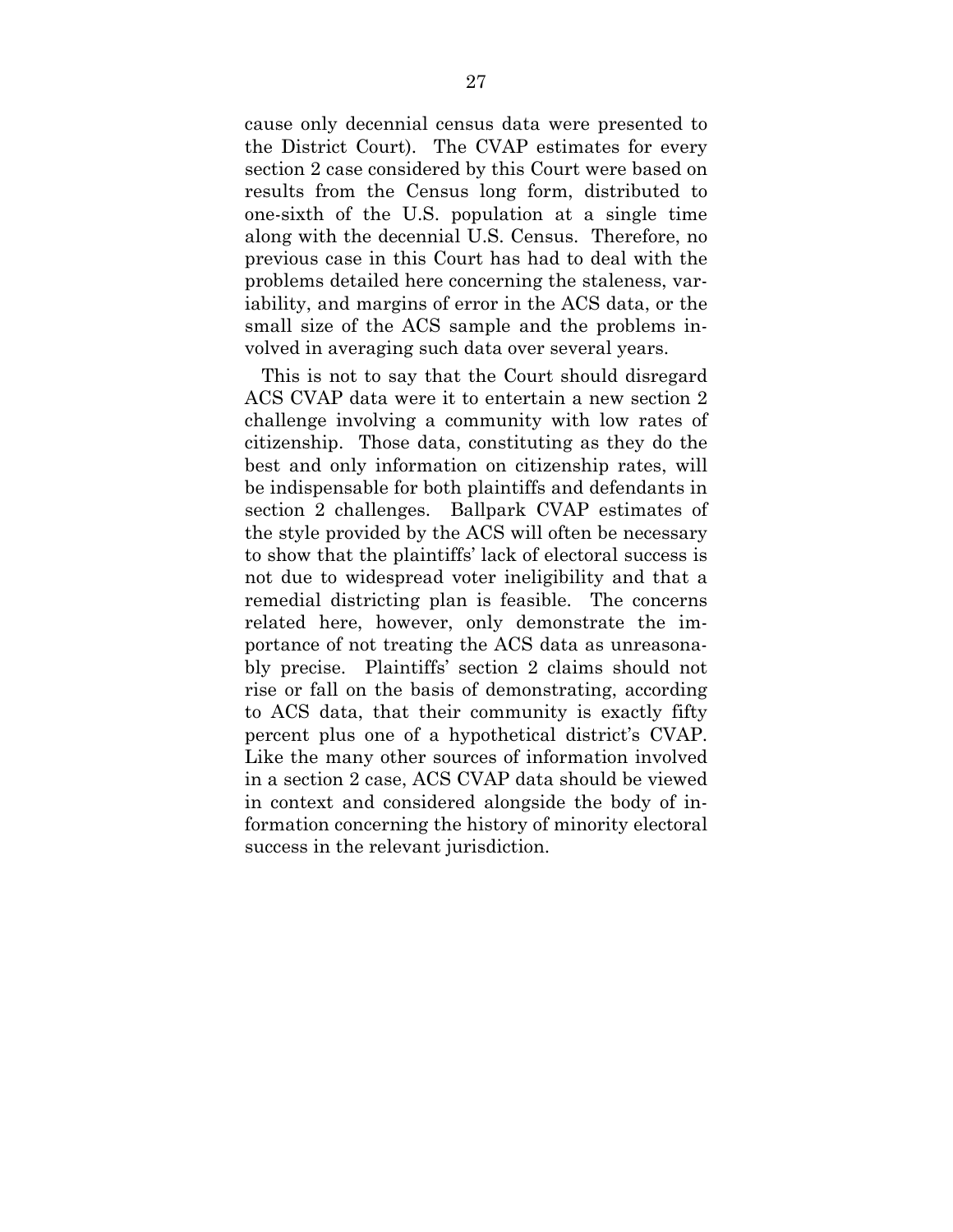cause only decennial census data were presented to the District Court). The CVAP estimates for every section 2 case considered by this Court were based on results from the Census long form, distributed to one-sixth of the U.S. population at a single time along with the decennial U.S. Census. Therefore, no previous case in this Court has had to deal with the problems detailed here concerning the staleness, variability, and margins of error in the ACS data, or the small size of the ACS sample and the problems involved in averaging such data over several years.

This is not to say that the Court should disregard ACS CVAP data were it to entertain a new section 2 challenge involving a community with low rates of citizenship. Those data, constituting as they do the best and only information on citizenship rates, will be indispensable for both plaintiffs and defendants in section 2 challenges. Ballpark CVAP estimates of the style provided by the ACS will often be necessary to show that the plaintiffs' lack of electoral success is not due to widespread voter ineligibility and that a remedial districting plan is feasible. The concerns related here, however, only demonstrate the importance of not treating the ACS data as unreasonably precise. Plaintiffs' section 2 claims should not rise or fall on the basis of demonstrating, according to ACS data, that their community is exactly fifty percent plus one of a hypothetical district's CVAP. Like the many other sources of information involved in a section 2 case, ACS CVAP data should be viewed in context and considered alongside the body of information concerning the history of minority electoral success in the relevant jurisdiction.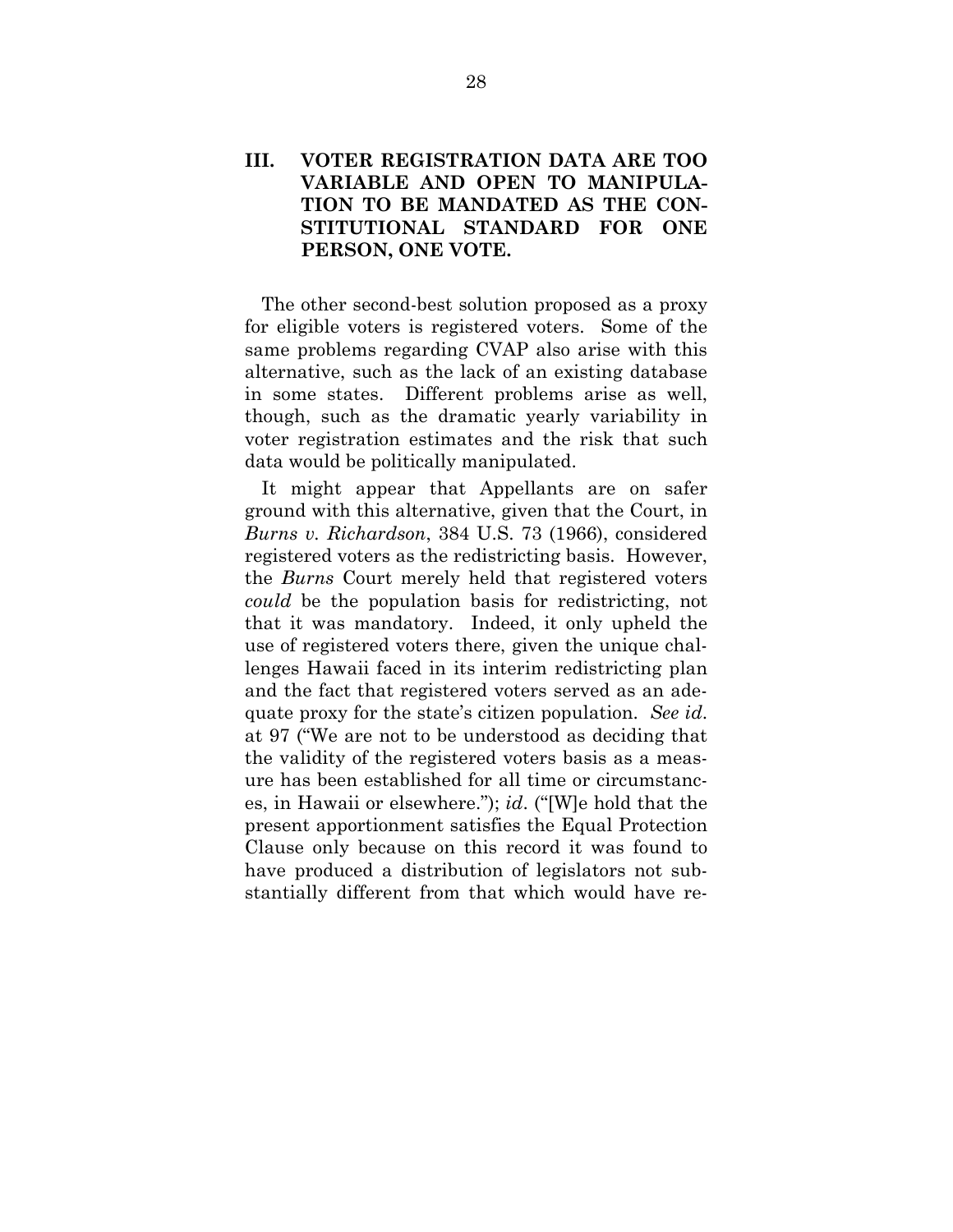## III. VOTER REGISTRATION DATA ARE TOO VARIABLE AND OPEN TO MANIPULATION TO BE MANDATED AS THE CONSTITUTIONAL STANDARD FOR ONE PERSON, ONE VOTE.

The other second-best solution proposed as a proxy for eligible voters is registered voters. Some of the same problems regarding CVAP also arise with this alternative, such as the lack of an existing database in some states. Different problems arise as well, though, such as the dramatic yearly variability in voter registration estimates and the risk that such data would be politically manipulated.

It might appear that Appellants are on safer ground with this alternative, given that the Court, in *Burns v. Richardson*, 384 U.S. 73 (1966), considered registered voters as the redistricting basis. However, the *Burns* Court merely held that registered voters *could* be the population basis for redistricting, not that it was mandatory. Indeed, it only upheld the use of registered voters there, given the unique challenges Hawaii faced in its interim redistricting plan and the fact that registered voters served as an adequate proxy for the state's citizen population. *See id*. at 97 ("We are not to be understood as deciding that the validity of the registered voters basis as a measure has been established for all time or circumstances, in Hawaii or elsewhere."); *id*. ("[W]e hold that the present apportionment satisfies the Equal Protection Clause only because on this record it was found to have produced a distribution of legislators not substantially different from that which would have re-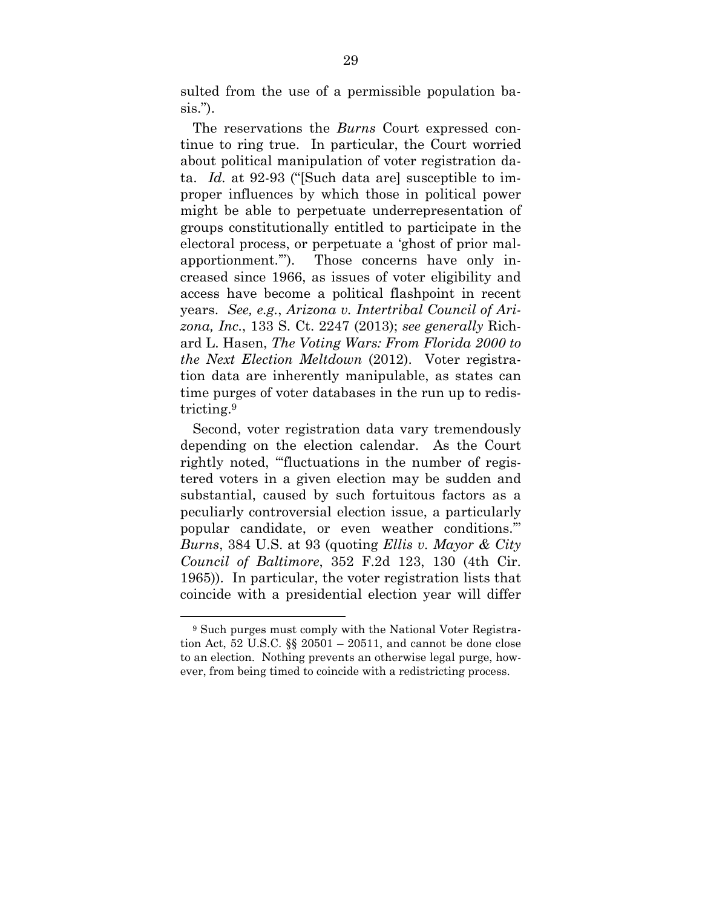sulted from the use of a permissible population basis.").

The reservations the *Burns* Court expressed continue to ring true. In particular, the Court worried about political manipulation of voter registration data. *Id.* at 92-93 ("[Such data are] susceptible to improper influences by which those in political power might be able to perpetuate underrepresentation of groups constitutionally entitled to participate in the electoral process, or perpetuate a 'ghost of prior malapportionment.'"). Those concerns have only increased since 1966, as issues of voter eligibility and access have become a political flashpoint in recent years. *See, e.g.*, *Arizona v. Intertribal Council of Arizona, Inc.*, 133 S. Ct. 2247 (2013); *see generally* Richard L. Hasen, *The Voting Wars: From Florida 2000 to the Next Election Meltdown* (2012). Voter registration data are inherently manipulable, as states can time purges of voter databases in the run up to redistricting.[9]

Second, voter registration data vary tremendously depending on the election calendar. As the Court rightly noted, "'fluctuations in the number of registered voters in a given election may be sudden and substantial, caused by such fortuitous factors as a peculiarly controversial election issue, a particularly popular candidate, or even weather conditions.'" *Burns*, 384 U.S. at 93 (quoting *Ellis v. Mayor & City Council of Baltimore*, 352 F.2d 123, 130 (4th Cir. 1965)). In particular, the voter registration lists that coincide with a presidential election year will differ

---

[9] Such purges must comply with the National Voter Registration Act, 52 U.S.C. §§ 20501 – 20511, and cannot be done close to an election. Nothing prevents an otherwise legal purge, however, from being timed to coincide with a redistricting process.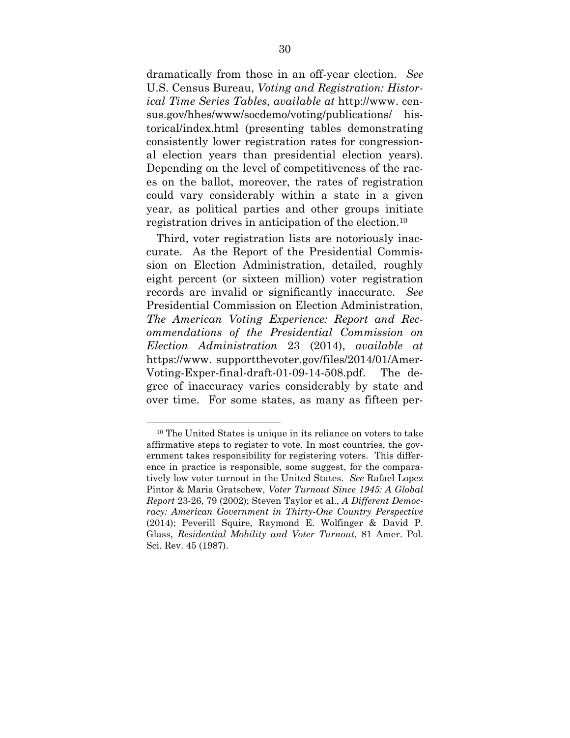dramatically from those in an off-year election. *See* U.S. Census Bureau, *Voting and Registration: Historical Time Series Tables*, *available at* http://www.census.gov/hhes/www/socdemo/voting/publications/historical/index.html (presenting tables demonstrating consistently lower registration rates for congressional election years than presidential election years). Depending on the level of competitiveness of the races on the ballot, moreover, the rates of registration could vary considerably within a state in a given year, as political parties and other groups initiate registration drives in anticipation of the election.[10]

Third, voter registration lists are notoriously inaccurate. As the Report of the Presidential Commission on Election Administration, detailed, roughly eight percent (or sixteen million) voter registration records are invalid or significantly inaccurate. *See* Presidential Commission on Election Administration, *The American Voting Experience: Report and Recommendations of the Presidential Commission on Election Administration* 23 (2014), *available at* https://www.supportthevoter.gov/files/2014/01/Amer-Voting-Exper-final-draft-01-09-14-508.pdf. The degree of inaccuracy varies considerably by state and over time. For some states, as many as fifteen per-

---

[10] The United States is unique in its reliance on voters to take affirmative steps to register to vote. In most countries, the government takes responsibility for registering voters. This difference in practice is responsible, some suggest, for the comparatively low voter turnout in the United States. *See* Rafael Lopez Pintor & Maria Gratschew, *Voter Turnout Since 1945: A Global Report* 23-26, 79 (2002); Steven Taylor et al., *A Different Democracy: American Government in Thirty-One Country Perspective* (2014); Peverill Squire, Raymond E. Wolfinger & David P. Glass, *Residential Mobility and Voter Turnout*, 81 Amer. Pol. Sci. Rev. 45 (1987).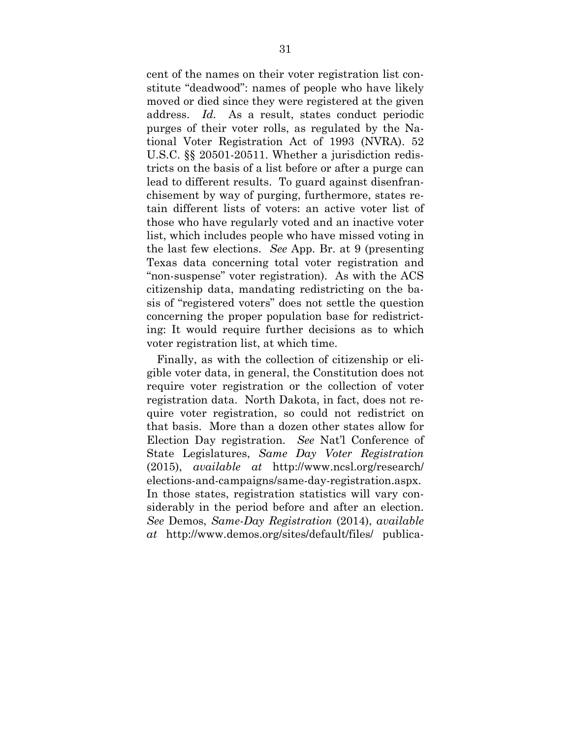cent of the names on their voter registration list constitute "deadwood": names of people who have likely moved or died since they were registered at the given address. *Id.* As a result, states conduct periodic purges of their voter rolls, as regulated by the National Voter Registration Act of 1993 (NVRA). 52 U.S.C. §§ 20501-20511. Whether a jurisdiction redistricts on the basis of a list before or after a purge can lead to different results. To guard against disenfranchisement by way of purging, furthermore, states retain different lists of voters: an active voter list of those who have regularly voted and an inactive voter list, which includes people who have missed voting in the last few elections. *See* App. Br. at 9 (presenting Texas data concerning total voter registration and "non-suspense" voter registration). As with the ACS citizenship data, mandating redistricting on the basis of "registered voters" does not settle the question concerning the proper population base for redistricting: It would require further decisions as to which voter registration list, at which time.

Finally, as with the collection of citizenship or eligible voter data, in general, the Constitution does not require voter registration or the collection of voter registration data. North Dakota, in fact, does not require voter registration, so could not redistrict on that basis. More than a dozen other states allow for Election Day registration. *See* Nat'l Conference of State Legislatures, *Same Day Voter Registration* (2015), *available at* http://www.ncsl.org/research/elections-and-campaigns/same-day-registration.aspx. In those states, registration statistics will vary considerably in the period before and after an election. *See* Demos, *Same-Day Registration* (2014), *available at* http://www.demos.org/sites/default/files/ publica-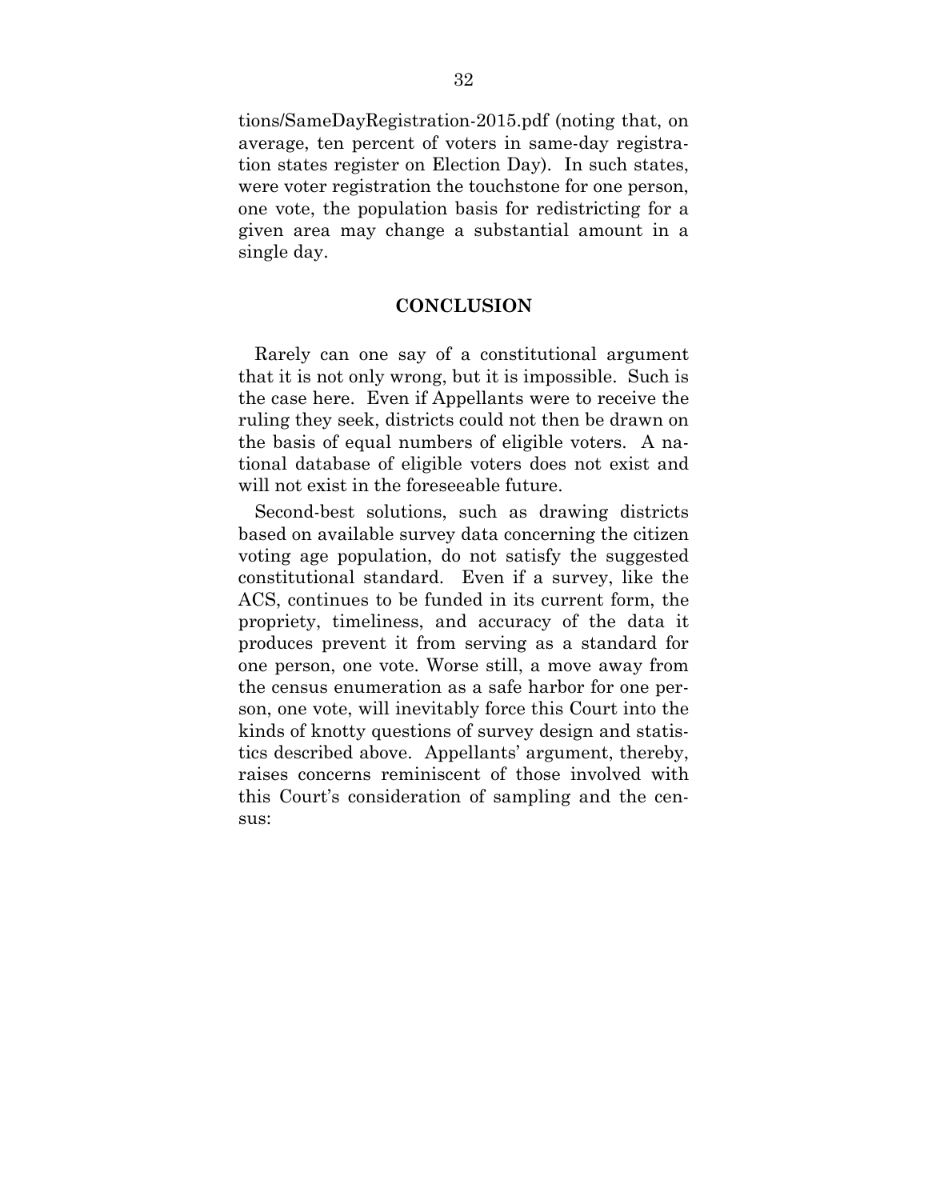tions/SameDayRegistration-2015.pdf (noting that, on average, ten percent of voters in same-day registration states register on Election Day). In such states, were voter registration the touchstone for one person, one vote, the population basis for redistricting for a given area may change a substantial amount in a single day.

## CONCLUSION

Rarely can one say of a constitutional argument that it is not only wrong, but it is impossible. Such is the case here. Even if Appellants were to receive the ruling they seek, districts could not then be drawn on the basis of equal numbers of eligible voters. A national database of eligible voters does not exist and will not exist in the foreseeable future.

Second-best solutions, such as drawing districts based on available survey data concerning the citizen voting age population, do not satisfy the suggested constitutional standard. Even if a survey, like the ACS, continues to be funded in its current form, the propriety, timeliness, and accuracy of the data it produces prevent it from serving as a standard for one person, one vote. Worse still, a move away from the census enumeration as a safe harbor for one person, one vote, will inevitably force this Court into the kinds of knotty questions of survey design and statistics described above. Appellants' argument, thereby, raises concerns reminiscent of those involved with this Court's consideration of sampling and the census: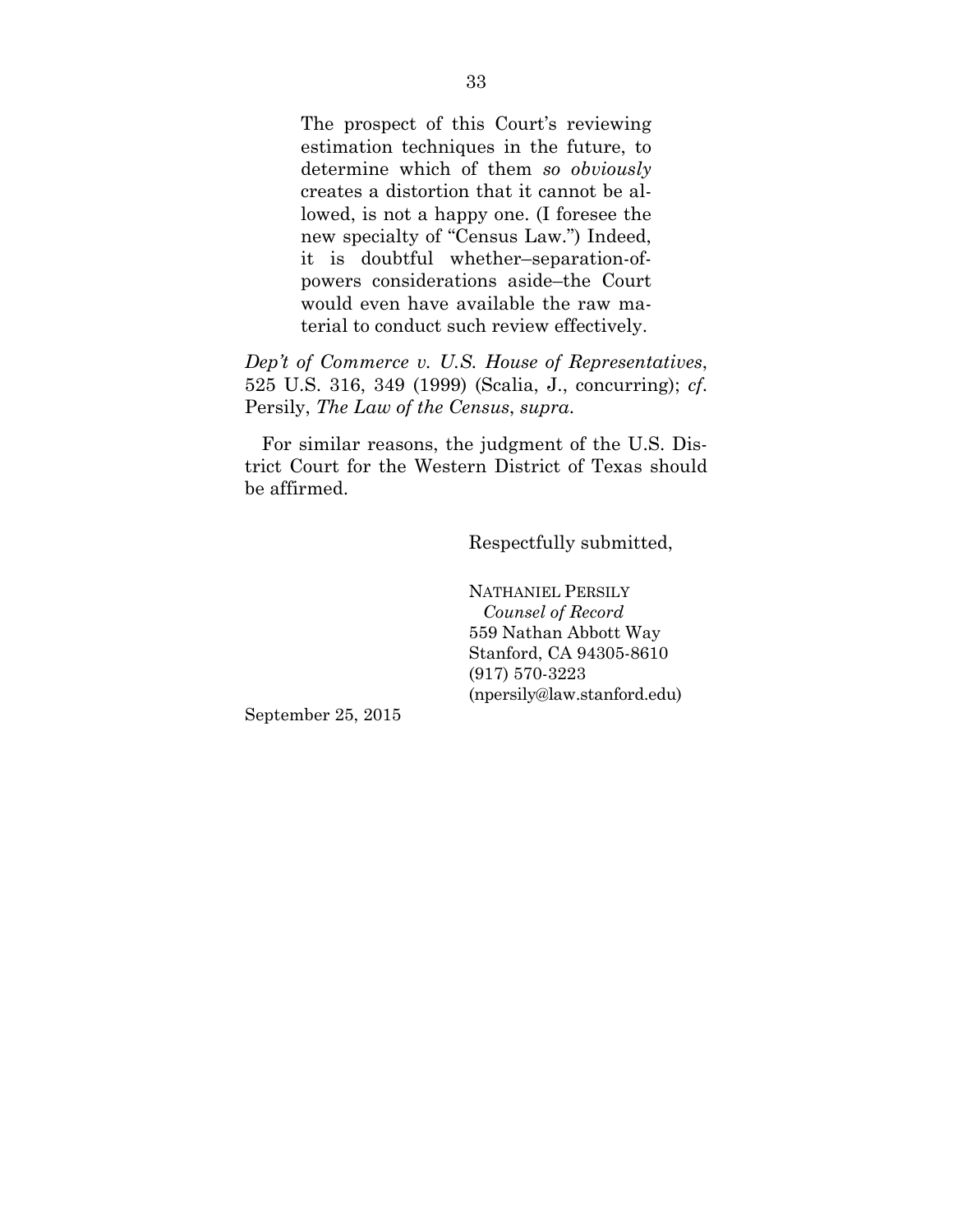> The prospect of this Court's reviewing estimation techniques in the future, to determine which of them *so obviously* creates a distortion that it cannot be allowed, is not a happy one. (I foresee the new specialty of "Census Law.") Indeed, it is doubtful whether–separation-of-powers considerations aside–the Court would even have available the raw material to conduct such review effectively.

*Dep't of Commerce v. U.S. House of Representatives*, 525 U.S. 316, 349 (1999) (Scalia, J., concurring); *cf*. Persily, *The Law of the Census*, *supra*.

For similar reasons, the judgment of the U.S. District Court for the Western District of Texas should be affirmed.

Respectfully submitted,

NATHANIEL PERSILY
*Counsel of Record*
559 Nathan Abbott Way
Stanford, CA 94305-8610
(917) 570-3223
(npersily@law.stanford.edu)

September 25, 2015